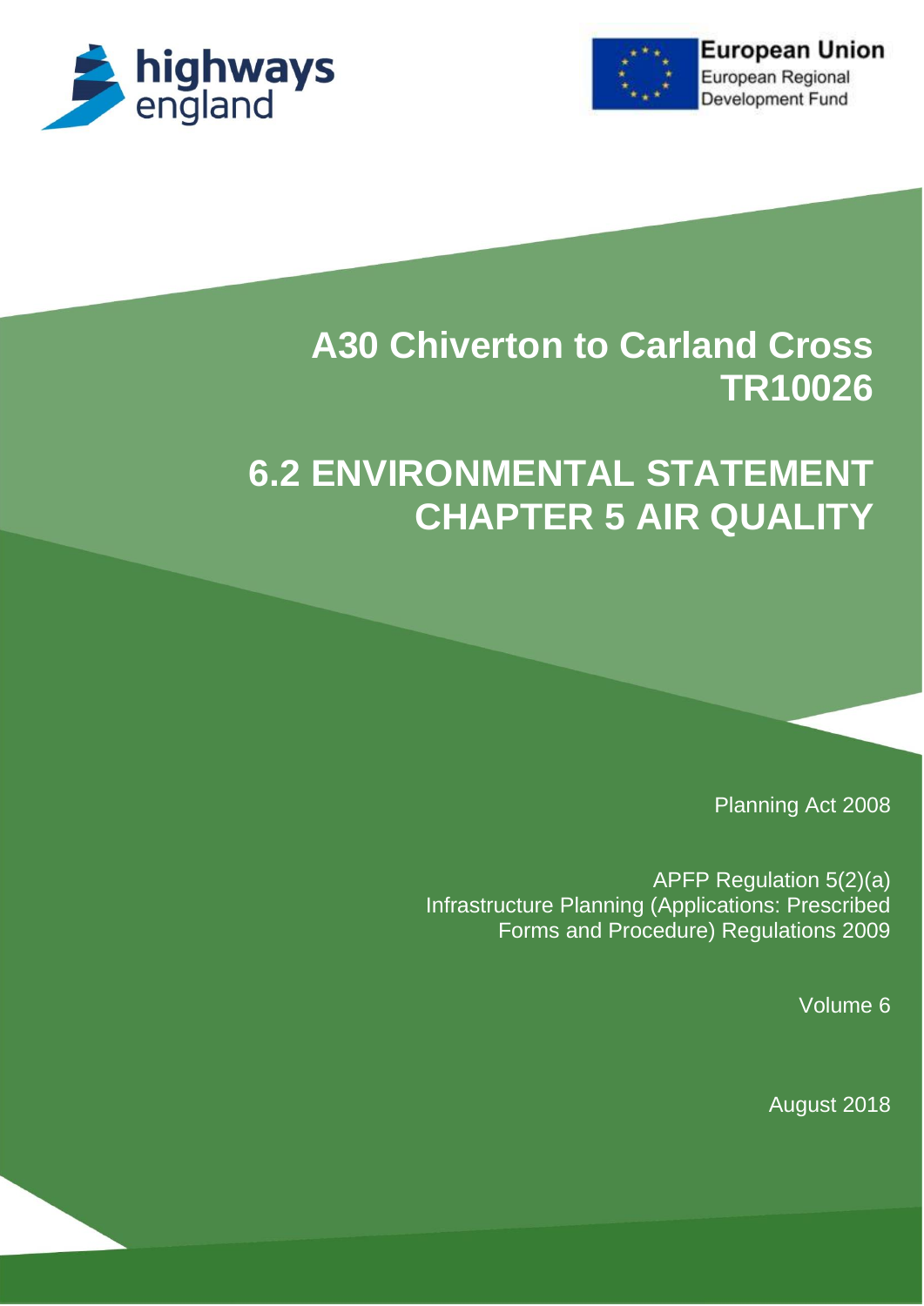highways england

European Union
European Regional Development Fund

# A30 Chiverton to Carland Cross TR10026

# 6.2 ENVIRONMENTAL STATEMENT CHAPTER 5 AIR QUALITY

Planning Act 2008

APFP Regulation 5(2)(a)
Infrastructure Planning (Applications: Prescribed Forms and Procedure) Regulations 2009

Volume 6

August 2018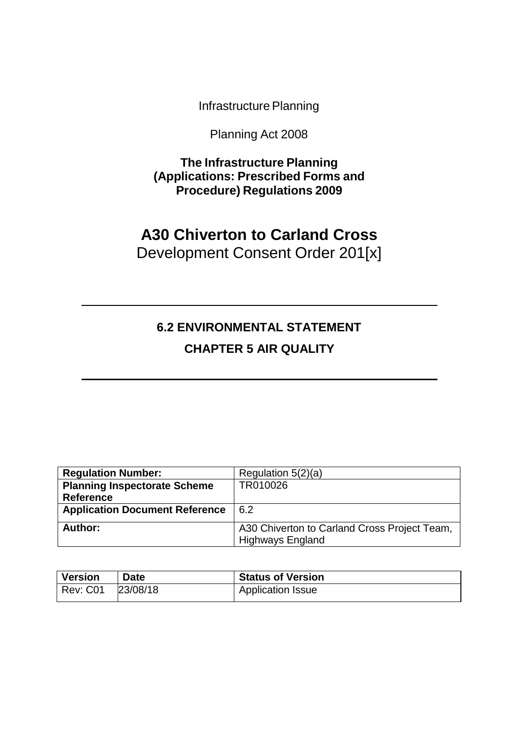Infrastructure Planning

Planning Act 2008

**The Infrastructure Planning (Applications: Prescribed Forms and Procedure) Regulations 2009**

# A30 Chiverton to Carland Cross

Development Consent Order 201[x]

---

## 6.2 ENVIRONMENTAL STATEMENT

## CHAPTER 5 AIR QUALITY

---

| **Regulation Number:** | Regulation 5(2)(a) |
|---|---|
| **Planning Inspectorate Scheme Reference** | TR010026 |
| **Application Document Reference** | 6.2 |
| **Author:** | A30 Chiverton to Carland Cross Project Team, Highways England |

| **Version** | **Date** | **Status of Version** |
|---|---|---|
| Rev: C01 | 23/08/18 | Application Issue |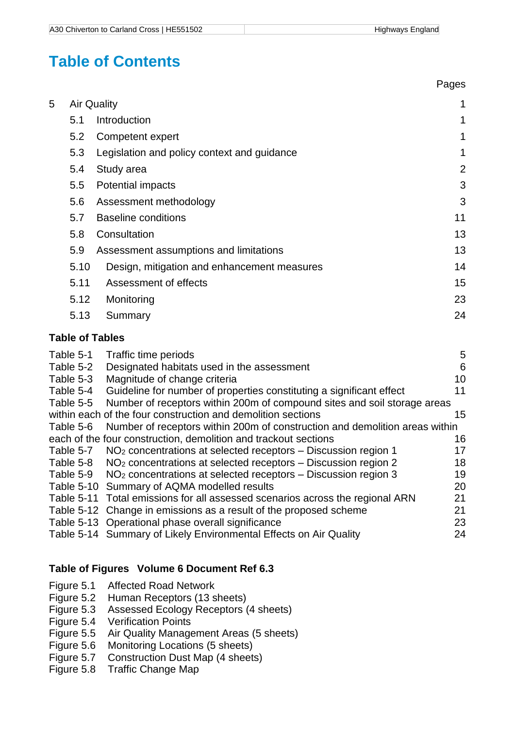# Table of Contents

| | | Pages |
|---|---|---|
| 5 | Air Quality | 1 |
| 5.1 | Introduction | 1 |
| 5.2 | Competent expert | 1 |
| 5.3 | Legislation and policy context and guidance | 1 |
| 5.4 | Study area | 2 |
| 5.5 | Potential impacts | 3 |
| 5.6 | Assessment methodology | 3 |
| 5.7 | Baseline conditions | 11 |
| 5.8 | Consultation | 13 |
| 5.9 | Assessment assumptions and limitations | 13 |
| 5.10 | Design, mitigation and enhancement measures | 14 |
| 5.11 | Assessment of effects | 15 |
| 5.12 | Monitoring | 23 |
| 5.13 | Summary | 24 |

**Table of Tables**

| | | |
|---|---|---|
| Table 5-1 | Traffic time periods | 5 |
| Table 5-2 | Designated habitats used in the assessment | 6 |
| Table 5-3 | Magnitude of change criteria | 10 |
| Table 5-4 | Guideline for number of properties constituting a significant effect | 11 |
| Table 5-5 | Number of receptors within 200m of compound sites and soil storage areas within each of the four construction and demolition sections | 15 |
| Table 5-6 | Number of receptors within 200m of construction and demolition areas within each of the four construction, demolition and trackout sections | 16 |
| Table 5-7 | $NO_2$ concentrations at selected receptors – Discussion region 1 | 17 |
| Table 5-8 | $NO_2$ concentrations at selected receptors – Discussion region 2 | 18 |
| Table 5-9 | $NO_2$ concentrations at selected receptors – Discussion region 3 | 19 |
| Table 5-10 | Summary of AQMA modelled results | 20 |
| Table 5-11 | Total emissions for all assessed scenarios across the regional ARN | 21 |
| Table 5-12 | Change in emissions as a result of the proposed scheme | 21 |
| Table 5-13 | Operational phase overall significance | 23 |
| Table 5-14 | Summary of Likely Environmental Effects on Air Quality | 24 |

**Table of Figures Volume 6 Document Ref 6.3**

| | |
|---|---|
| Figure 5.1 | Affected Road Network |
| Figure 5.2 | Human Receptors (13 sheets) |
| Figure 5.3 | Assessed Ecology Receptors (4 sheets) |
| Figure 5.4 | Verification Points |
| Figure 5.5 | Air Quality Management Areas (5 sheets) |
| Figure 5.6 | Monitoring Locations (5 sheets) |
| Figure 5.7 | Construction Dust Map (4 sheets) |
| Figure 5.8 | Traffic Change Map |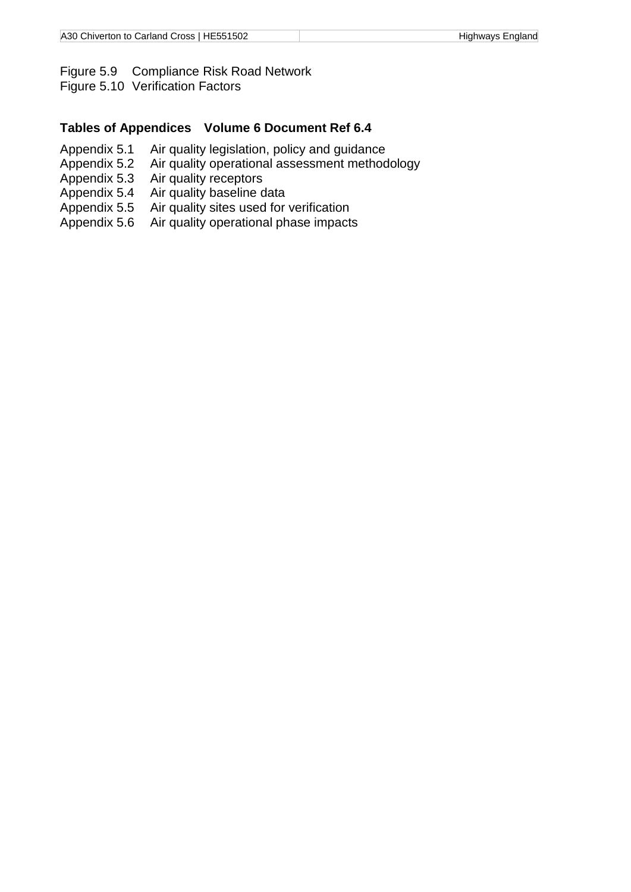Figure 5.9 Compliance Risk Road Network
Figure 5.10 Verification Factors

**Tables of Appendices Volume 6 Document Ref 6.4**

Appendix 5.1 Air quality legislation, policy and guidance
Appendix 5.2 Air quality operational assessment methodology
Appendix 5.3 Air quality receptors
Appendix 5.4 Air quality baseline data
Appendix 5.5 Air quality sites used for verification
Appendix 5.6 Air quality operational phase impacts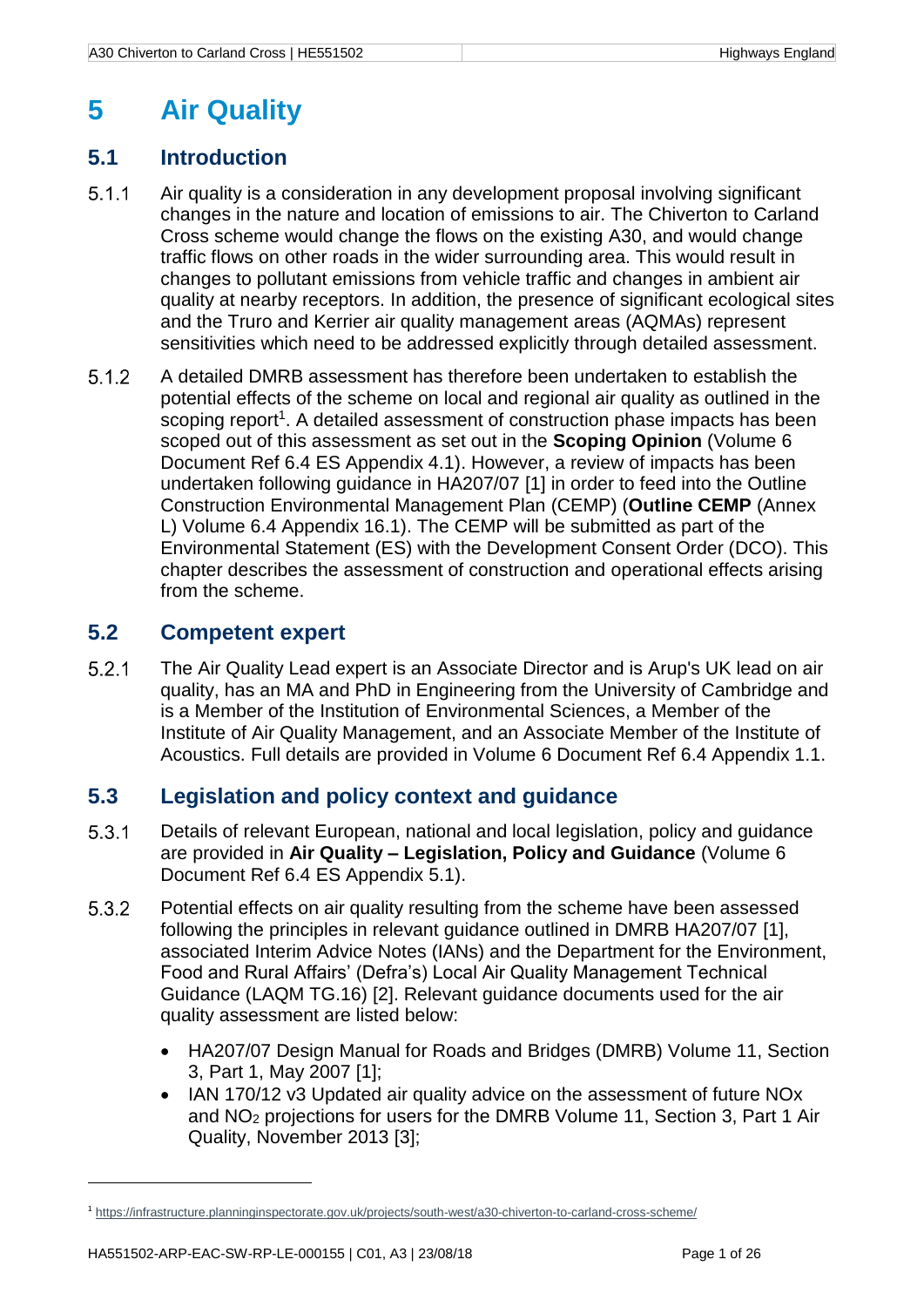# 5 Air Quality

## 5.1 Introduction

5.1.1 Air quality is a consideration in any development proposal involving significant changes in the nature and location of emissions to air. The Chiverton to Carland Cross scheme would change the flows on the existing A30, and would change traffic flows on other roads in the wider surrounding area. This would result in changes to pollutant emissions from vehicle traffic and changes in ambient air quality at nearby receptors. In addition, the presence of significant ecological sites and the Truro and Kerrier air quality management areas (AQMAs) represent sensitivities which need to be addressed explicitly through detailed assessment.

5.1.2 A detailed DMRB assessment has therefore been undertaken to establish the potential effects of the scheme on local and regional air quality as outlined in the scoping report[1]. A detailed assessment of construction phase impacts has been scoped out of this assessment as set out in the **Scoping Opinion** (Volume 6 Document Ref 6.4 ES Appendix 4.1). However, a review of impacts has been undertaken following guidance in HA207/07 [1] in order to feed into the Outline Construction Environmental Management Plan (CEMP) (**Outline CEMP** (Annex L) Volume 6.4 Appendix 16.1). The CEMP will be submitted as part of the Environmental Statement (ES) with the Development Consent Order (DCO). This chapter describes the assessment of construction and operational effects arising from the scheme.

## 5.2 Competent expert

5.2.1 The Air Quality Lead expert is an Associate Director and is Arup's UK lead on air quality, has an MA and PhD in Engineering from the University of Cambridge and is a Member of the Institution of Environmental Sciences, a Member of the Institute of Air Quality Management, and an Associate Member of the Institute of Acoustics. Full details are provided in Volume 6 Document Ref 6.4 Appendix 1.1.

## 5.3 Legislation and policy context and guidance

5.3.1 Details of relevant European, national and local legislation, policy and guidance are provided in **Air Quality – Legislation, Policy and Guidance** (Volume 6 Document Ref 6.4 ES Appendix 5.1).

5.3.2 Potential effects on air quality resulting from the scheme have been assessed following the principles in relevant guidance outlined in DMRB HA207/07 [1], associated Interim Advice Notes (IANs) and the Department for the Environment, Food and Rural Affairs' (Defra's) Local Air Quality Management Technical Guidance (LAQM TG.16) [2]. Relevant guidance documents used for the air quality assessment are listed below:

- HA207/07 Design Manual for Roads and Bridges (DMRB) Volume 11, Section 3, Part 1, May 2007 [1];
- IAN 170/12 v3 Updated air quality advice on the assessment of future NOx and $NO_2$ projections for users for the DMRB Volume 11, Section 3, Part 1 Air Quality, November 2013 [3];

---

[1] https://infrastructure.planninginspectorate.gov.uk/projects/south-west/a30-chiverton-to-carland-cross-scheme/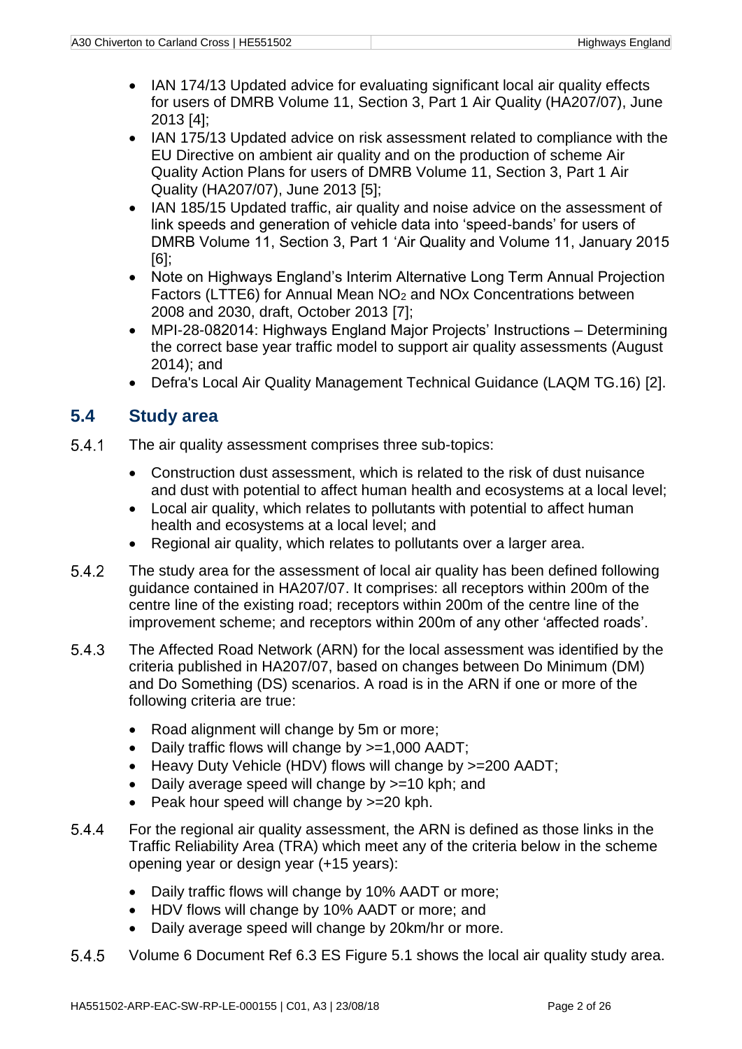- IAN 174/13 Updated advice for evaluating significant local air quality effects for users of DMRB Volume 11, Section 3, Part 1 Air Quality (HA207/07), June 2013 [4];
- IAN 175/13 Updated advice on risk assessment related to compliance with the EU Directive on ambient air quality and on the production of scheme Air Quality Action Plans for users of DMRB Volume 11, Section 3, Part 1 Air Quality (HA207/07), June 2013 [5];
- IAN 185/15 Updated traffic, air quality and noise advice on the assessment of link speeds and generation of vehicle data into 'speed-bands' for users of DMRB Volume 11, Section 3, Part 1 'Air Quality and Volume 11, January 2015 [6];
- Note on Highways England's Interim Alternative Long Term Annual Projection Factors (LTTE6) for Annual Mean $NO_2$ and NOx Concentrations between 2008 and 2030, draft, October 2013 [7];
- MPI-28-082014: Highways England Major Projects' Instructions – Determining the correct base year traffic model to support air quality assessments (August 2014); and
- Defra's Local Air Quality Management Technical Guidance (LAQM TG.16) [2].

## 5.4 Study area

5.4.1 The air quality assessment comprises three sub-topics:

- Construction dust assessment, which is related to the risk of dust nuisance and dust with potential to affect human health and ecosystems at a local level;
- Local air quality, which relates to pollutants with potential to affect human health and ecosystems at a local level; and
- Regional air quality, which relates to pollutants over a larger area.

5.4.2 The study area for the assessment of local air quality has been defined following guidance contained in HA207/07. It comprises: all receptors within 200m of the centre line of the existing road; receptors within 200m of the centre line of the improvement scheme; and receptors within 200m of any other 'affected roads'.

5.4.3 The Affected Road Network (ARN) for the local assessment was identified by the criteria published in HA207/07, based on changes between Do Minimum (DM) and Do Something (DS) scenarios. A road is in the ARN if one or more of the following criteria are true:

- Road alignment will change by 5m or more;
- Daily traffic flows will change by >=1,000 AADT;
- Heavy Duty Vehicle (HDV) flows will change by >=200 AADT;
- Daily average speed will change by >=10 kph; and
- Peak hour speed will change by >=20 kph.

5.4.4 For the regional air quality assessment, the ARN is defined as those links in the Traffic Reliability Area (TRA) which meet any of the criteria below in the scheme opening year or design year (+15 years):

- Daily traffic flows will change by 10% AADT or more;
- HDV flows will change by 10% AADT or more; and
- Daily average speed will change by 20km/hr or more.

5.4.5 Volume 6 Document Ref 6.3 ES Figure 5.1 shows the local air quality study area.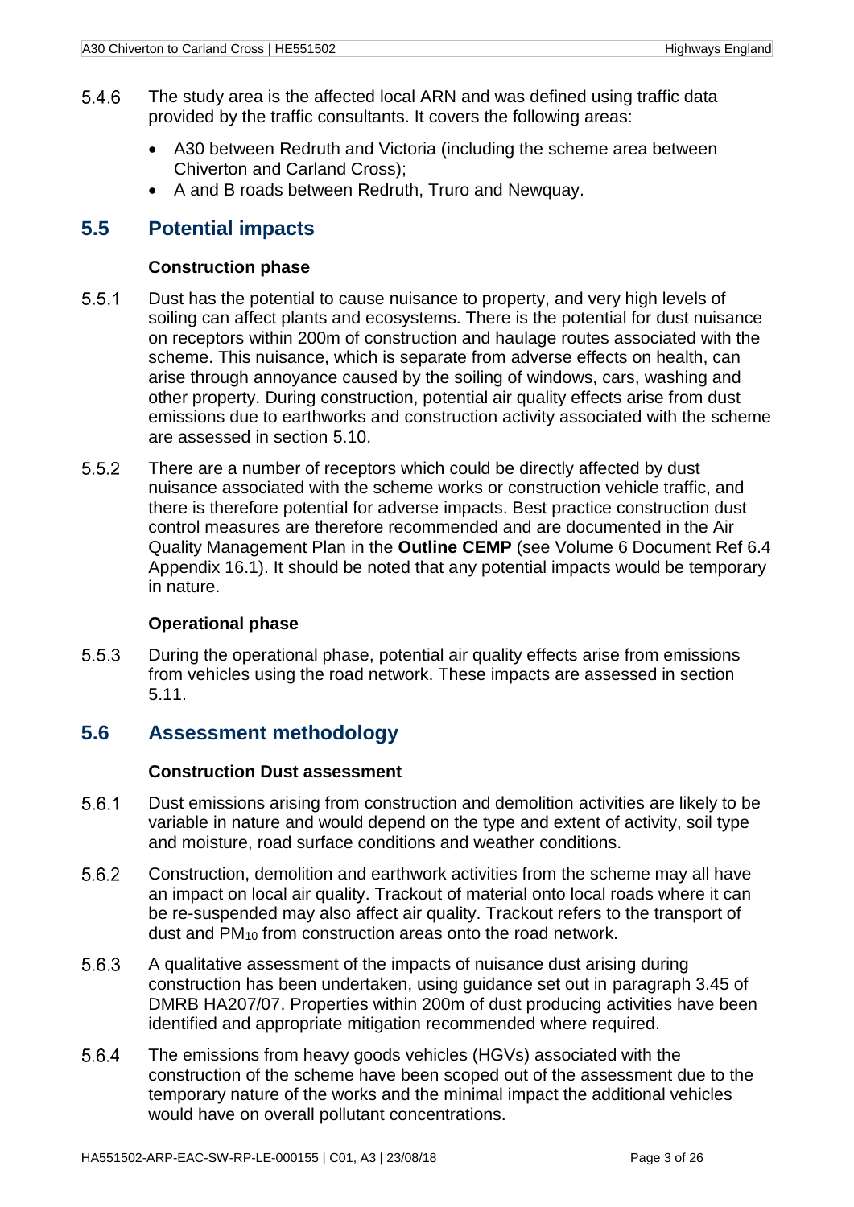5.4.6 The study area is the affected local ARN and was defined using traffic data provided by the traffic consultants. It covers the following areas:

- A30 between Redruth and Victoria (including the scheme area between Chiverton and Carland Cross);
- A and B roads between Redruth, Truro and Newquay.

## 5.5 Potential impacts

### Construction phase

5.5.1 Dust has the potential to cause nuisance to property, and very high levels of soiling can affect plants and ecosystems. There is the potential for dust nuisance on receptors within 200m of construction and haulage routes associated with the scheme. This nuisance, which is separate from adverse effects on health, can arise through annoyance caused by the soiling of windows, cars, washing and other property. During construction, potential air quality effects arise from dust emissions due to earthworks and construction activity associated with the scheme are assessed in section 5.10.

5.5.2 There are a number of receptors which could be directly affected by dust nuisance associated with the scheme works or construction vehicle traffic, and there is therefore potential for adverse impacts. Best practice construction dust control measures are therefore recommended and are documented in the Air Quality Management Plan in the **Outline CEMP** (see Volume 6 Document Ref 6.4 Appendix 16.1). It should be noted that any potential impacts would be temporary in nature.

### Operational phase

5.5.3 During the operational phase, potential air quality effects arise from emissions from vehicles using the road network. These impacts are assessed in section 5.11.

## 5.6 Assessment methodology

### Construction Dust assessment

5.6.1 Dust emissions arising from construction and demolition activities are likely to be variable in nature and would depend on the type and extent of activity, soil type and moisture, road surface conditions and weather conditions.

5.6.2 Construction, demolition and earthwork activities from the scheme may all have an impact on local air quality. Trackout of material onto local roads where it can be re-suspended may also affect air quality. Trackout refers to the transport of dust and $PM_{10}$ from construction areas onto the road network.

5.6.3 A qualitative assessment of the impacts of nuisance dust arising during construction has been undertaken, using guidance set out in paragraph 3.45 of DMRB HA207/07. Properties within 200m of dust producing activities have been identified and appropriate mitigation recommended where required.

5.6.4 The emissions from heavy goods vehicles (HGVs) associated with the construction of the scheme have been scoped out of the assessment due to the temporary nature of the works and the minimal impact the additional vehicles would have on overall pollutant concentrations.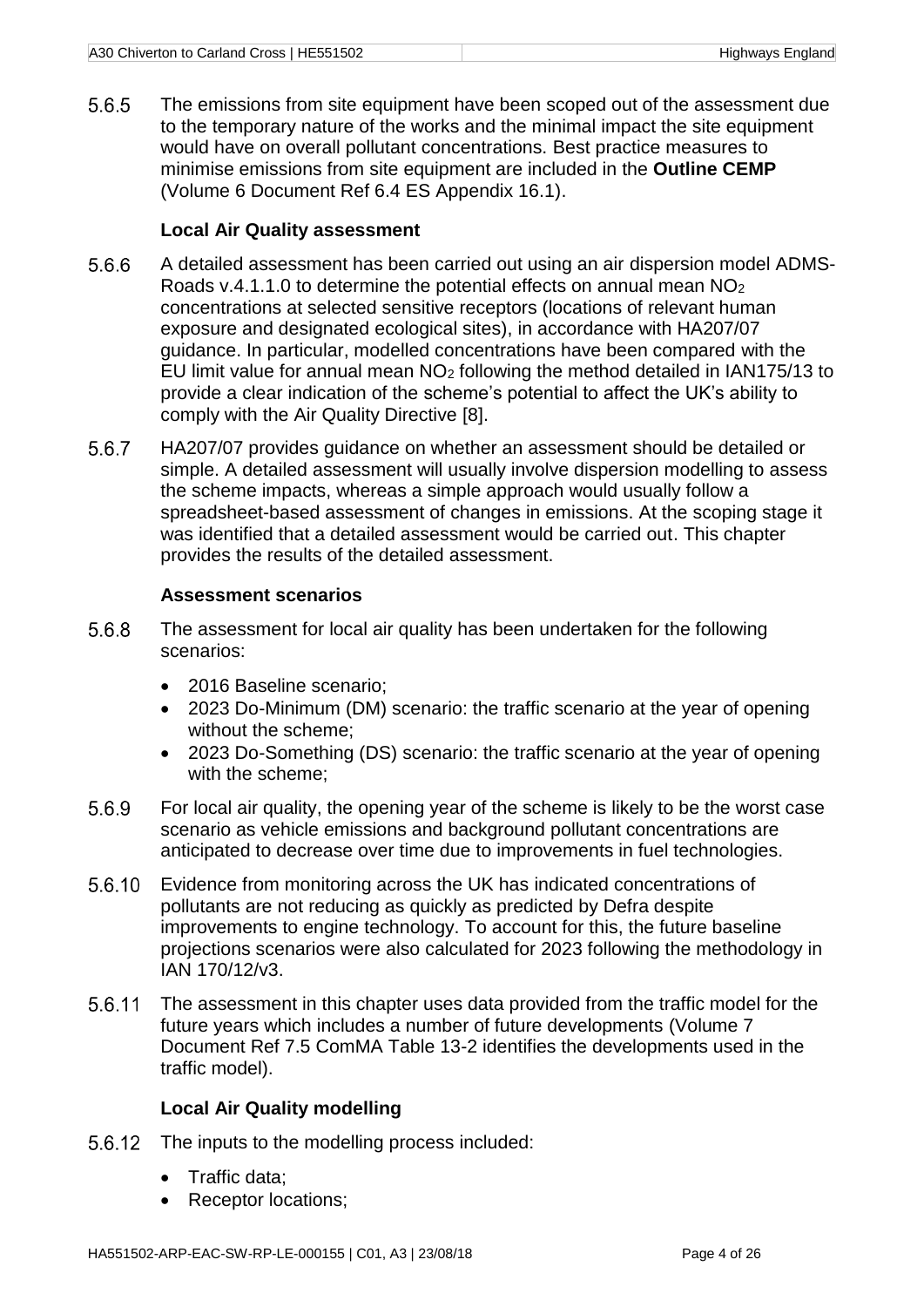5.6.5 The emissions from site equipment have been scoped out of the assessment due to the temporary nature of the works and the minimal impact the site equipment would have on overall pollutant concentrations. Best practice measures to minimise emissions from site equipment are included in the **Outline CEMP** (Volume 6 Document Ref 6.4 ES Appendix 16.1).

### Local Air Quality assessment

5.6.6 A detailed assessment has been carried out using an air dispersion model ADMS-Roads v.4.1.1.0 to determine the potential effects on annual mean $NO_2$ concentrations at selected sensitive receptors (locations of relevant human exposure and designated ecological sites), in accordance with HA207/07 guidance. In particular, modelled concentrations have been compared with the EU limit value for annual mean $NO_2$ following the method detailed in IAN175/13 to provide a clear indication of the scheme's potential to affect the UK's ability to comply with the Air Quality Directive [8].

5.6.7 HA207/07 provides guidance on whether an assessment should be detailed or simple. A detailed assessment will usually involve dispersion modelling to assess the scheme impacts, whereas a simple approach would usually follow a spreadsheet-based assessment of changes in emissions. At the scoping stage it was identified that a detailed assessment would be carried out. This chapter provides the results of the detailed assessment.

### Assessment scenarios

5.6.8 The assessment for local air quality has been undertaken for the following scenarios:

- 2016 Baseline scenario;
- 2023 Do-Minimum (DM) scenario: the traffic scenario at the year of opening without the scheme;
- 2023 Do-Something (DS) scenario: the traffic scenario at the year of opening with the scheme;

5.6.9 For local air quality, the opening year of the scheme is likely to be the worst case scenario as vehicle emissions and background pollutant concentrations are anticipated to decrease over time due to improvements in fuel technologies.

5.6.10 Evidence from monitoring across the UK has indicated concentrations of pollutants are not reducing as quickly as predicted by Defra despite improvements to engine technology. To account for this, the future baseline projections scenarios were also calculated for 2023 following the methodology in IAN 170/12/v3.

5.6.11 The assessment in this chapter uses data provided from the traffic model for the future years which includes a number of future developments (Volume 7 Document Ref 7.5 ComMA Table 13-2 identifies the developments used in the traffic model).

### Local Air Quality modelling

5.6.12 The inputs to the modelling process included:

- Traffic data;
- Receptor locations;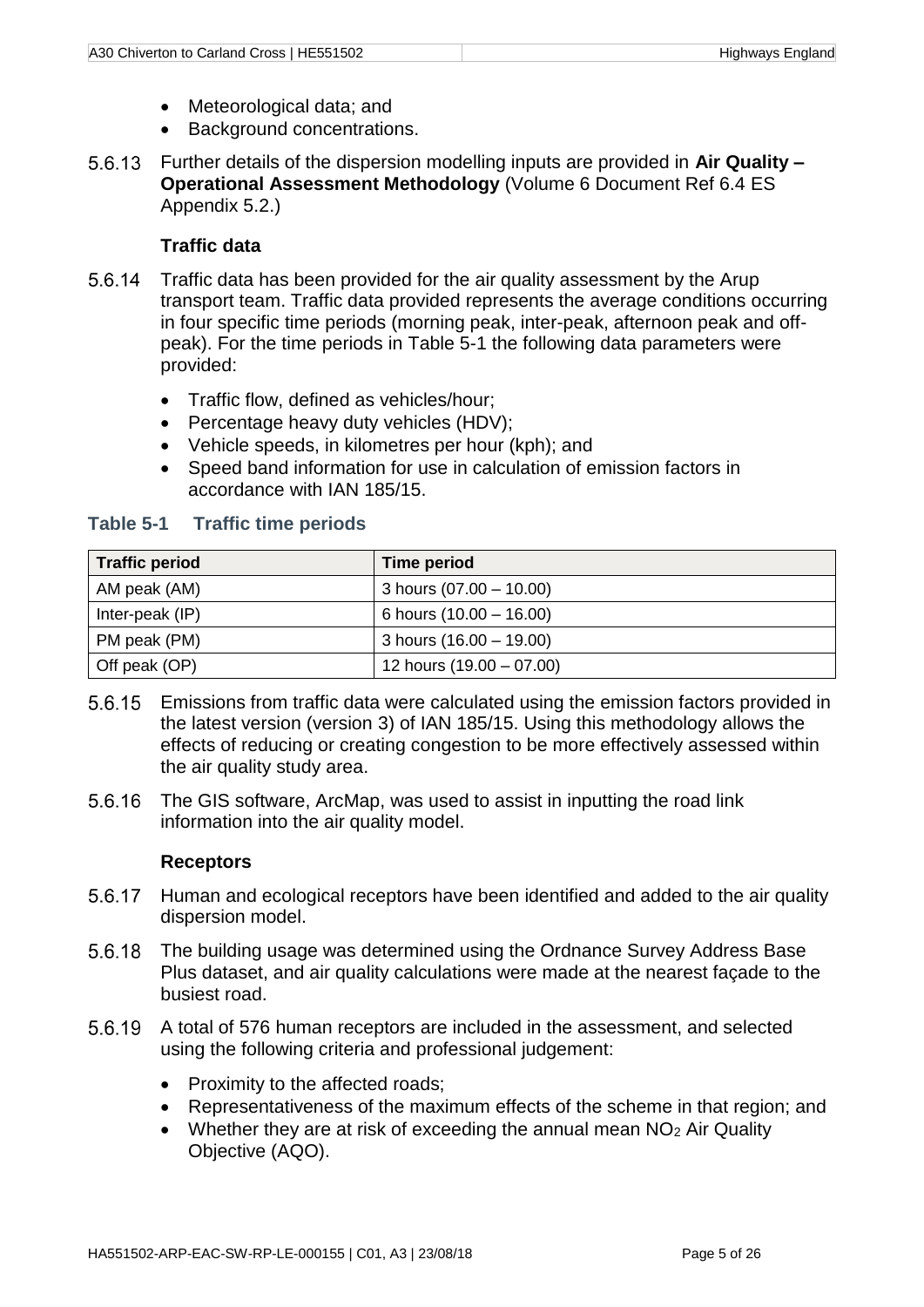- Meteorological data; and
- Background concentrations.

5.6.13 Further details of the dispersion modelling inputs are provided in **Air Quality – Operational Assessment Methodology** (Volume 6 Document Ref 6.4 ES Appendix 5.2.)

**Traffic data**

5.6.14 Traffic data has been provided for the air quality assessment by the Arup transport team. Traffic data provided represents the average conditions occurring in four specific time periods (morning peak, inter-peak, afternoon peak and off-peak). For the time periods in Table 5-1 the following data parameters were provided:

- Traffic flow, defined as vehicles/hour;
- Percentage heavy duty vehicles (HDV);
- Vehicle speeds, in kilometres per hour (kph); and
- Speed band information for use in calculation of emission factors in accordance with IAN 185/15.

**Table 5-1 Traffic time periods**

| Traffic period | Time period |
|---|---|
| AM peak (AM) | 3 hours (07.00 – 10.00) |
| Inter-peak (IP) | 6 hours (10.00 – 16.00) |
| PM peak (PM) | 3 hours (16.00 – 19.00) |
| Off peak (OP) | 12 hours (19.00 – 07.00) |

5.6.15 Emissions from traffic data were calculated using the emission factors provided in the latest version (version 3) of IAN 185/15. Using this methodology allows the effects of reducing or creating congestion to be more effectively assessed within the air quality study area.

5.6.16 The GIS software, ArcMap, was used to assist in inputting the road link information into the air quality model.

**Receptors**

5.6.17 Human and ecological receptors have been identified and added to the air quality dispersion model.

5.6.18 The building usage was determined using the Ordnance Survey Address Base Plus dataset, and air quality calculations were made at the nearest façade to the busiest road.

5.6.19 A total of 576 human receptors are included in the assessment, and selected using the following criteria and professional judgement:

- Proximity to the affected roads;
- Representativeness of the maximum effects of the scheme in that region; and
- Whether they are at risk of exceeding the annual mean $NO_2$ Air Quality Objective (AQO).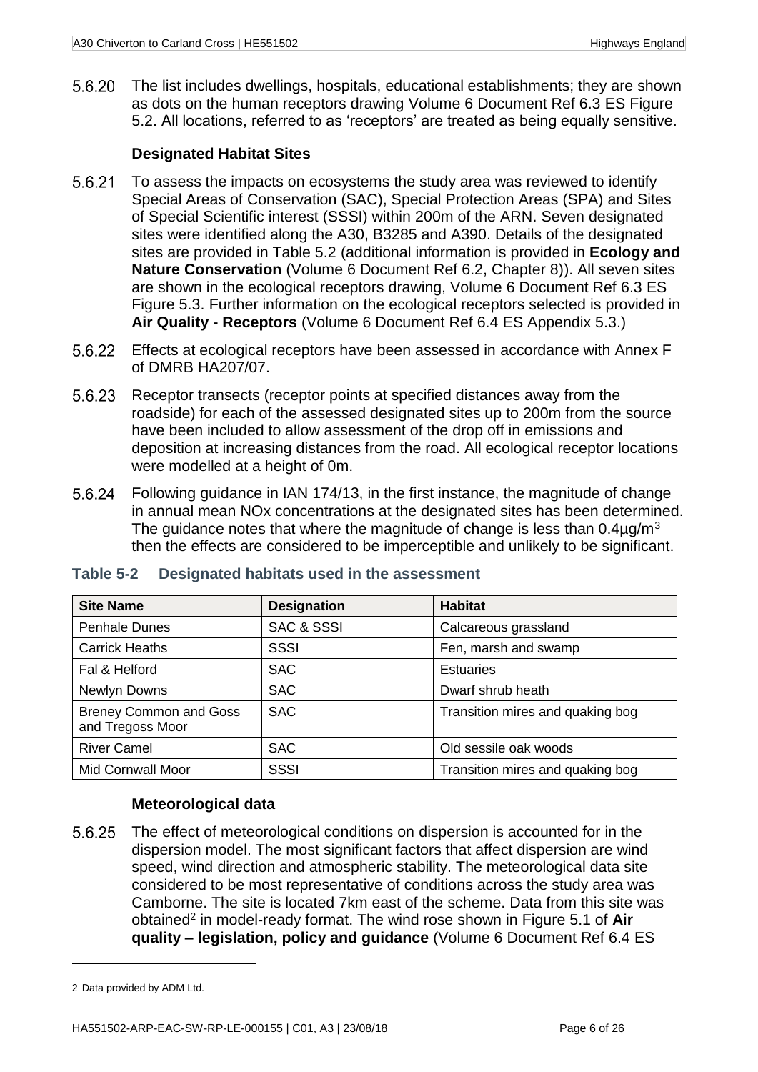5.6.20 The list includes dwellings, hospitals, educational establishments; they are shown as dots on the human receptors drawing Volume 6 Document Ref 6.3 ES Figure 5.2. All locations, referred to as 'receptors' are treated as being equally sensitive.

### Designated Habitat Sites

5.6.21 To assess the impacts on ecosystems the study area was reviewed to identify Special Areas of Conservation (SAC), Special Protection Areas (SPA) and Sites of Special Scientific interest (SSSI) within 200m of the ARN. Seven designated sites were identified along the A30, B3285 and A390. Details of the designated sites are provided in Table 5.2 (additional information is provided in **Ecology and Nature Conservation** (Volume 6 Document Ref 6.2, Chapter 8)). All seven sites are shown in the ecological receptors drawing, Volume 6 Document Ref 6.3 ES Figure 5.3. Further information on the ecological receptors selected is provided in **Air Quality - Receptors** (Volume 6 Document Ref 6.4 ES Appendix 5.3.)

5.6.22 Effects at ecological receptors have been assessed in accordance with Annex F of DMRB HA207/07.

5.6.23 Receptor transects (receptor points at specified distances away from the roadside) for each of the assessed designated sites up to 200m from the source have been included to allow assessment of the drop off in emissions and deposition at increasing distances from the road. All ecological receptor locations were modelled at a height of 0m.

5.6.24 Following guidance in IAN 174/13, in the first instance, the magnitude of change in annual mean NOx concentrations at the designated sites has been determined. The guidance notes that where the magnitude of change is less than 0.4µg/m$^3$ then the effects are considered to be imperceptible and unlikely to be significant.

**Table 5-2 Designated habitats used in the assessment**

| Site Name | Designation | Habitat |
|---|---|---|
| Penhale Dunes | SAC & SSSI | Calcareous grassland |
| Carrick Heaths | SSSI | Fen, marsh and swamp |
| Fal & Helford | SAC | Estuaries |
| Newlyn Downs | SAC | Dwarf shrub heath |
| Breney Common and Goss and Tregoss Moor | SAC | Transition mires and quaking bog |
| River Camel | SAC | Old sessile oak woods |
| Mid Cornwall Moor | SSSI | Transition mires and quaking bog |

### Meteorological data

5.6.25 The effect of meteorological conditions on dispersion is accounted for in the dispersion model. The most significant factors that affect dispersion are wind speed, wind direction and atmospheric stability. The meteorological data site considered to be most representative of conditions across the study area was Camborne. The site is located 7km east of the scheme. Data from this site was obtained[2] in model-ready format. The wind rose shown in Figure 5.1 of **Air quality – legislation, policy and guidance** (Volume 6 Document Ref 6.4 ES

2 Data provided by ADM Ltd.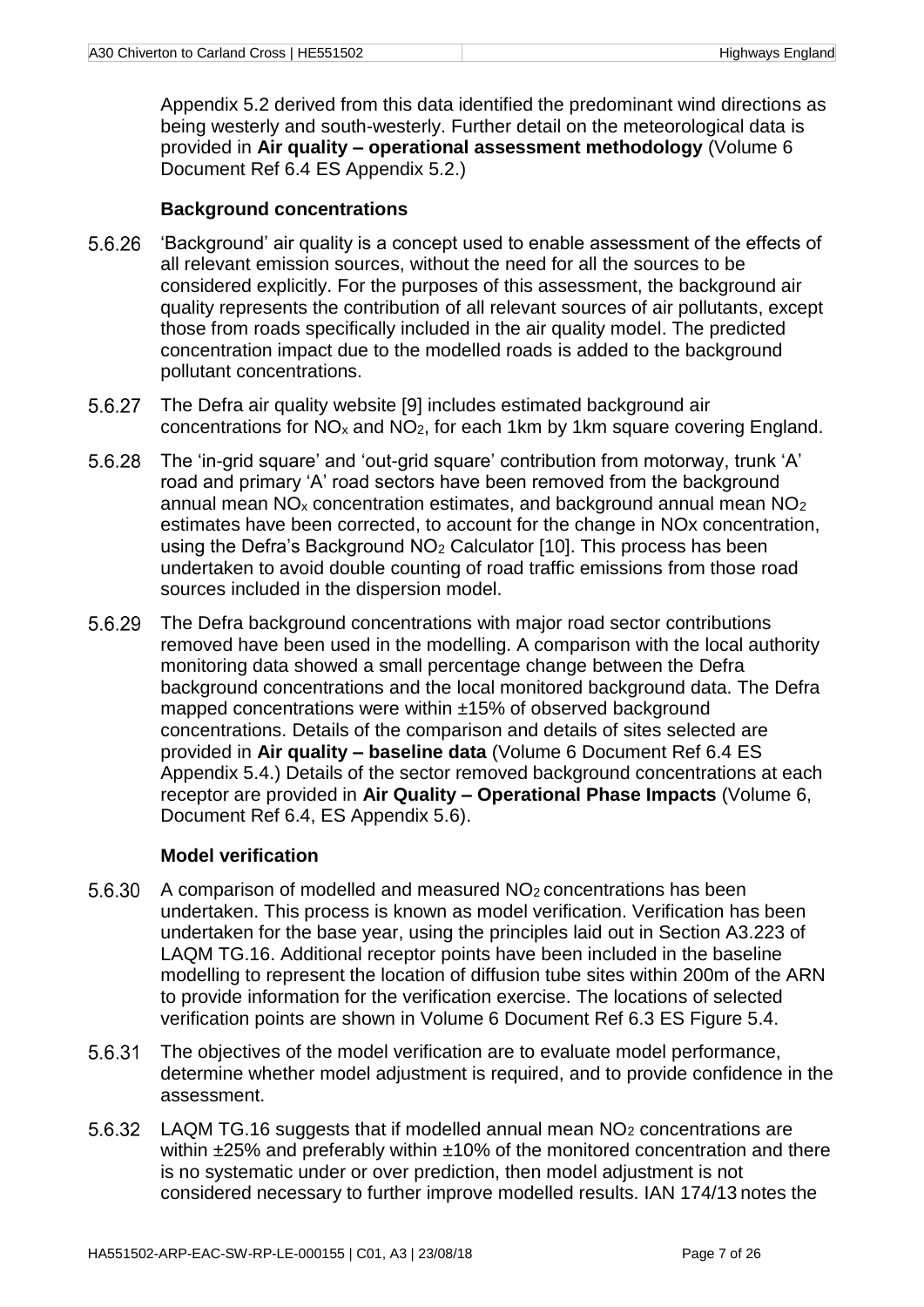Appendix 5.2 derived from this data identified the predominant wind directions as being westerly and south-westerly. Further detail on the meteorological data is provided in **Air quality – operational assessment methodology** (Volume 6 Document Ref 6.4 ES Appendix 5.2.)

### Background concentrations

5.6.26 'Background' air quality is a concept used to enable assessment of the effects of all relevant emission sources, without the need for all the sources to be considered explicitly. For the purposes of this assessment, the background air quality represents the contribution of all relevant sources of air pollutants, except those from roads specifically included in the air quality model. The predicted concentration impact due to the modelled roads is added to the background pollutant concentrations.

5.6.27 The Defra air quality website [9] includes estimated background air concentrations for $NO_x$ and $NO_2$, for each 1km by 1km square covering England.

5.6.28 The 'in-grid square' and 'out-grid square' contribution from motorway, trunk 'A' road and primary 'A' road sectors have been removed from the background annual mean $NO_x$ concentration estimates, and background annual mean $NO_2$ estimates have been corrected, to account for the change in NOx concentration, using the Defra's Background $NO_2$ Calculator [10]. This process has been undertaken to avoid double counting of road traffic emissions from those road sources included in the dispersion model.

5.6.29 The Defra background concentrations with major road sector contributions removed have been used in the modelling. A comparison with the local authority monitoring data showed a small percentage change between the Defra background concentrations and the local monitored background data. The Defra mapped concentrations were within ±15% of observed background concentrations. Details of the comparison and details of sites selected are provided in **Air quality – baseline data** (Volume 6 Document Ref 6.4 ES Appendix 5.4.) Details of the sector removed background concentrations at each receptor are provided in **Air Quality – Operational Phase Impacts** (Volume 6, Document Ref 6.4, ES Appendix 5.6).

### Model verification

5.6.30 A comparison of modelled and measured $NO_2$ concentrations has been undertaken. This process is known as model verification. Verification has been undertaken for the base year, using the principles laid out in Section A3.223 of LAQM TG.16. Additional receptor points have been included in the baseline modelling to represent the location of diffusion tube sites within 200m of the ARN to provide information for the verification exercise. The locations of selected verification points are shown in Volume 6 Document Ref 6.3 ES Figure 5.4.

5.6.31 The objectives of the model verification are to evaluate model performance, determine whether model adjustment is required, and to provide confidence in the assessment.

5.6.32 LAQM TG.16 suggests that if modelled annual mean $NO_2$ concentrations are within ±25% and preferably within ±10% of the monitored concentration and there is no systematic under or over prediction, then model adjustment is not considered necessary to further improve modelled results. IAN 174/13 notes the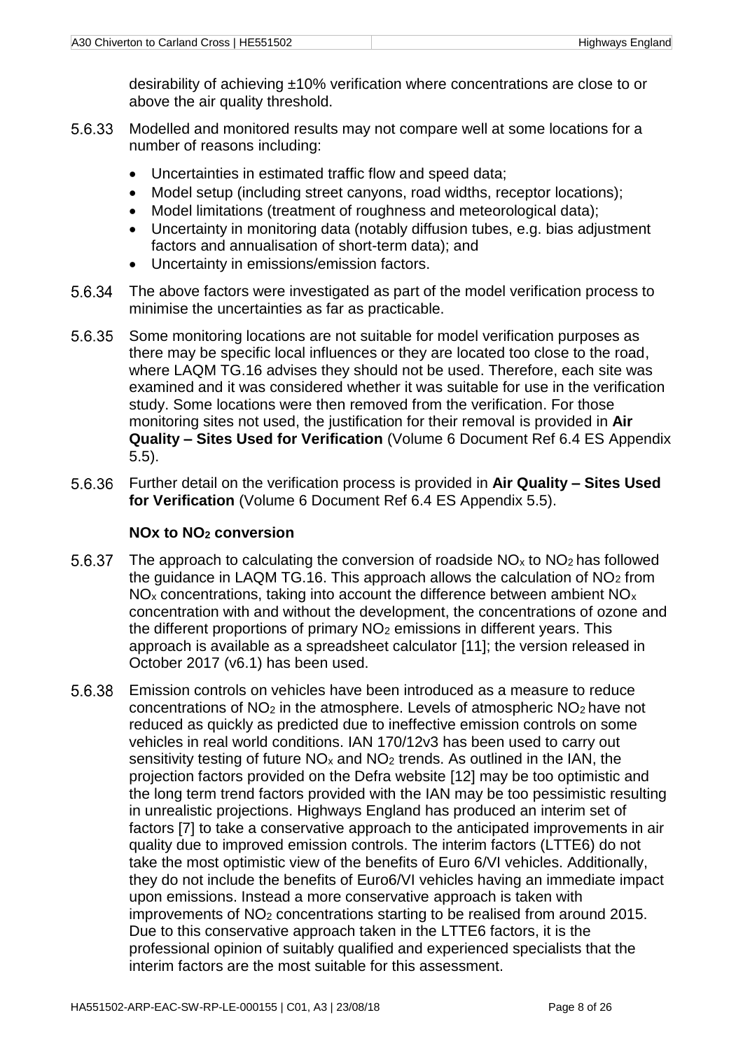desirability of achieving ±10% verification where concentrations are close to or above the air quality threshold.

5.6.33 Modelled and monitored results may not compare well at some locations for a number of reasons including:

- Uncertainties in estimated traffic flow and speed data;
- Model setup (including street canyons, road widths, receptor locations);
- Model limitations (treatment of roughness and meteorological data);
- Uncertainty in monitoring data (notably diffusion tubes, e.g. bias adjustment factors and annualisation of short-term data); and
- Uncertainty in emissions/emission factors.

5.6.34 The above factors were investigated as part of the model verification process to minimise the uncertainties as far as practicable.

5.6.35 Some monitoring locations are not suitable for model verification purposes as there may be specific local influences or they are located too close to the road, where LAQM TG.16 advises they should not be used. Therefore, each site was examined and it was considered whether it was suitable for use in the verification study. Some locations were then removed from the verification. For those monitoring sites not used, the justification for their removal is provided in **Air Quality – Sites Used for Verification** (Volume 6 Document Ref 6.4 ES Appendix 5.5).

5.6.36 Further detail on the verification process is provided in **Air Quality – Sites Used for Verification** (Volume 6 Document Ref 6.4 ES Appendix 5.5).

### NOx to $NO_2$ conversion

5.6.37 The approach to calculating the conversion of roadside $NO_x$ to $NO_2$ has followed the guidance in LAQM TG.16. This approach allows the calculation of $NO_2$ from $NO_x$ concentrations, taking into account the difference between ambient $NO_x$ concentration with and without the development, the concentrations of ozone and the different proportions of primary $NO_2$ emissions in different years. This approach is available as a spreadsheet calculator [11]; the version released in October 2017 (v6.1) has been used.

5.6.38 Emission controls on vehicles have been introduced as a measure to reduce concentrations of $NO_2$ in the atmosphere. Levels of atmospheric $NO_2$ have not reduced as quickly as predicted due to ineffective emission controls on some vehicles in real world conditions. IAN 170/12v3 has been used to carry out sensitivity testing of future $NO_x$ and $NO_2$ trends. As outlined in the IAN, the projection factors provided on the Defra website [12] may be too optimistic and the long term trend factors provided with the IAN may be too pessimistic resulting in unrealistic projections. Highways England has produced an interim set of factors [7] to take a conservative approach to the anticipated improvements in air quality due to improved emission controls. The interim factors (LTTE6) do not take the most optimistic view of the benefits of Euro 6/VI vehicles. Additionally, they do not include the benefits of Euro6/VI vehicles having an immediate impact upon emissions. Instead a more conservative approach is taken with improvements of $NO_2$ concentrations starting to be realised from around 2015. Due to this conservative approach taken in the LTTE6 factors, it is the professional opinion of suitably qualified and experienced specialists that the interim factors are the most suitable for this assessment.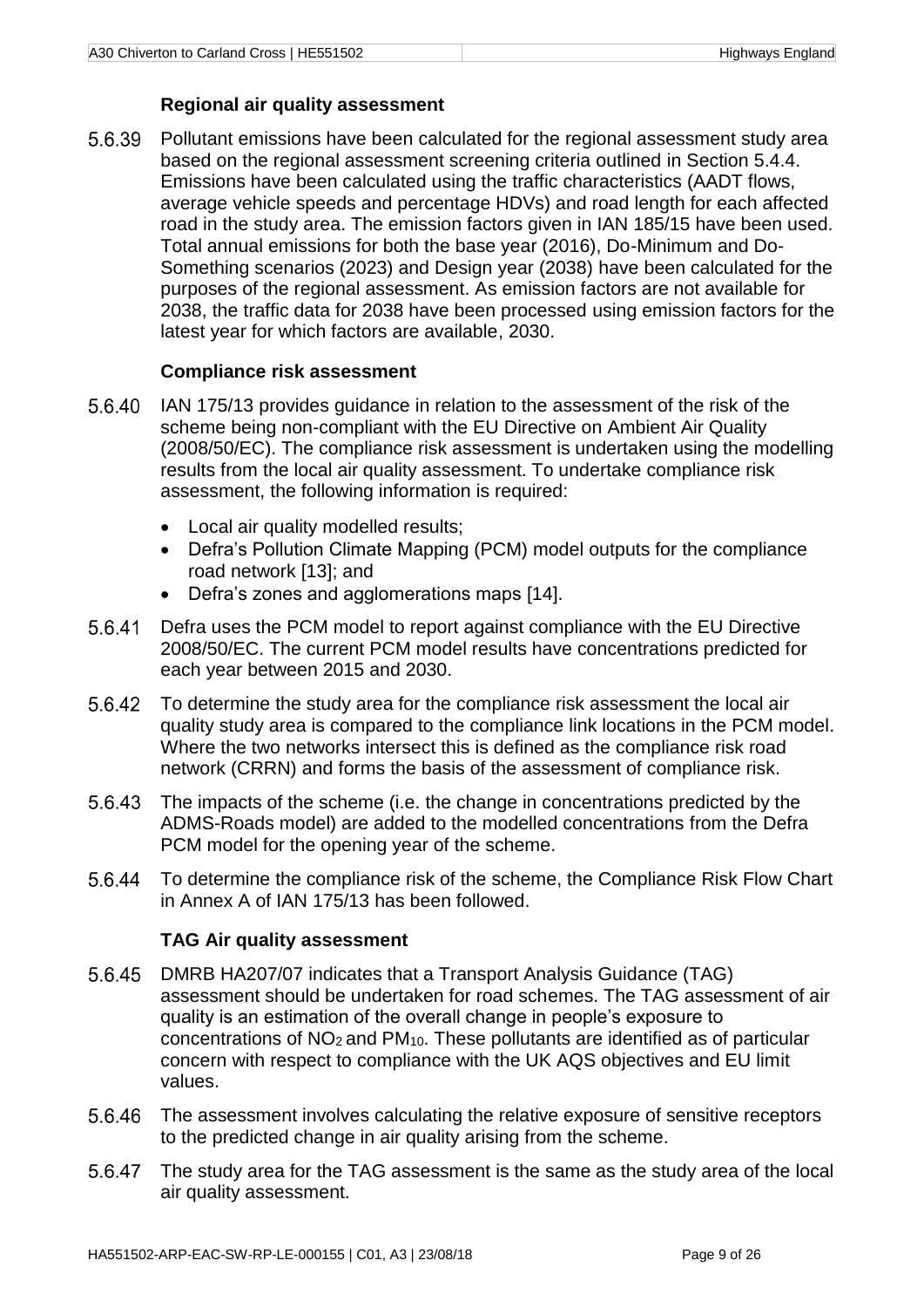### Regional air quality assessment

5.6.39 Pollutant emissions have been calculated for the regional assessment study area based on the regional assessment screening criteria outlined in Section 5.4.4. Emissions have been calculated using the traffic characteristics (AADT flows, average vehicle speeds and percentage HDVs) and road length for each affected road in the study area. The emission factors given in IAN 185/15 have been used. Total annual emissions for both the base year (2016), Do-Minimum and Do-Something scenarios (2023) and Design year (2038) have been calculated for the purposes of the regional assessment. As emission factors are not available for 2038, the traffic data for 2038 have been processed using emission factors for the latest year for which factors are available, 2030.

### Compliance risk assessment

5.6.40 IAN 175/13 provides guidance in relation to the assessment of the risk of the scheme being non-compliant with the EU Directive on Ambient Air Quality (2008/50/EC). The compliance risk assessment is undertaken using the modelling results from the local air quality assessment. To undertake compliance risk assessment, the following information is required:

- Local air quality modelled results;
- Defra's Pollution Climate Mapping (PCM) model outputs for the compliance road network [13]; and
- Defra's zones and agglomerations maps [14].

5.6.41 Defra uses the PCM model to report against compliance with the EU Directive 2008/50/EC. The current PCM model results have concentrations predicted for each year between 2015 and 2030.

5.6.42 To determine the study area for the compliance risk assessment the local air quality study area is compared to the compliance link locations in the PCM model. Where the two networks intersect this is defined as the compliance risk road network (CRRN) and forms the basis of the assessment of compliance risk.

5.6.43 The impacts of the scheme (i.e. the change in concentrations predicted by the ADMS-Roads model) are added to the modelled concentrations from the Defra PCM model for the opening year of the scheme.

5.6.44 To determine the compliance risk of the scheme, the Compliance Risk Flow Chart in Annex A of IAN 175/13 has been followed.

### TAG Air quality assessment

5.6.45 DMRB HA207/07 indicates that a Transport Analysis Guidance (TAG) assessment should be undertaken for road schemes. The TAG assessment of air quality is an estimation of the overall change in people's exposure to concentrations of $NO_2$ and $PM_{10}$. These pollutants are identified as of particular concern with respect to compliance with the UK AQS objectives and EU limit values.

5.6.46 The assessment involves calculating the relative exposure of sensitive receptors to the predicted change in air quality arising from the scheme.

5.6.47 The study area for the TAG assessment is the same as the study area of the local air quality assessment.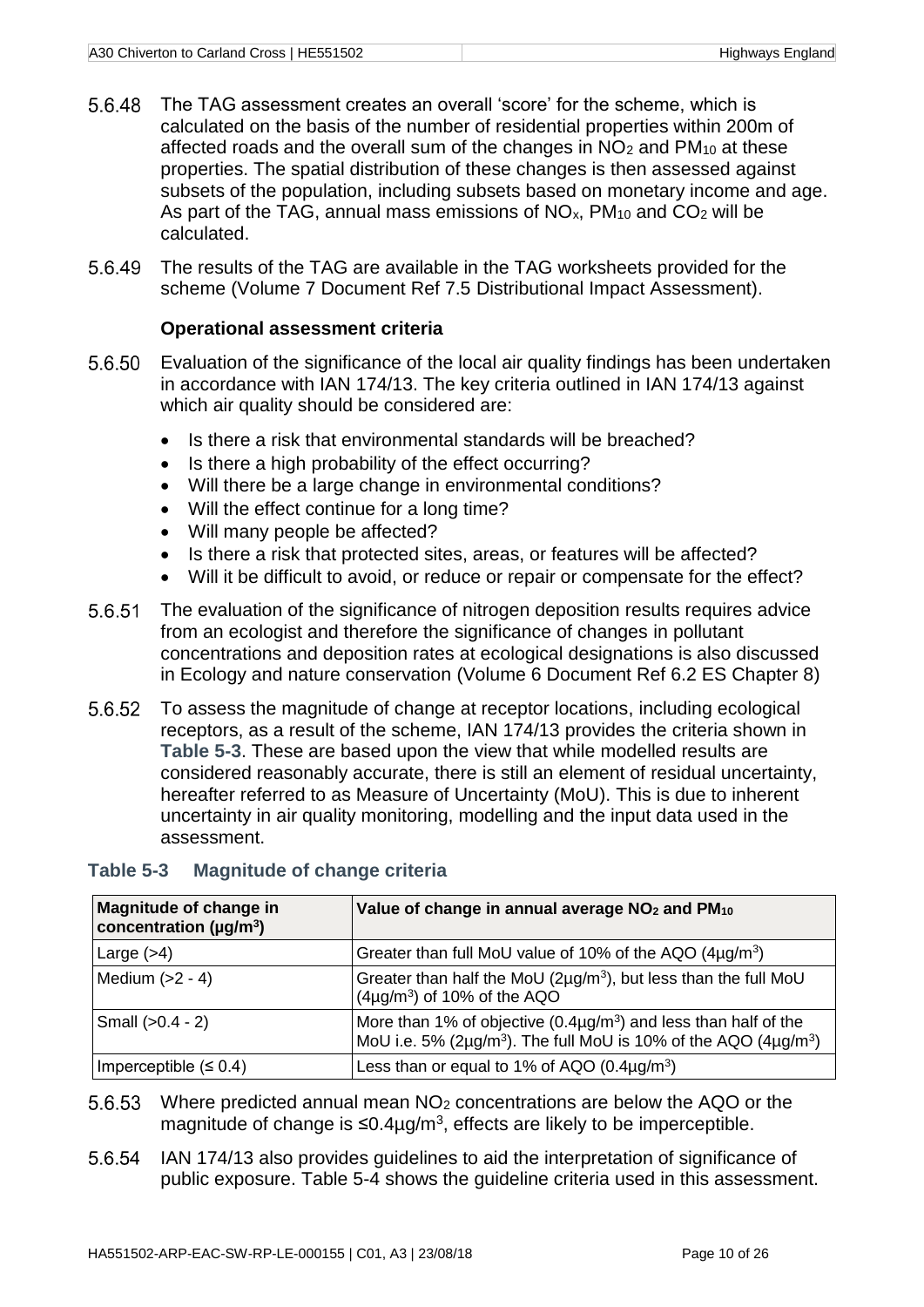5.6.48 The TAG assessment creates an overall 'score' for the scheme, which is calculated on the basis of the number of residential properties within 200m of affected roads and the overall sum of the changes in $NO_2$ and $PM_{10}$ at these properties. The spatial distribution of these changes is then assessed against subsets of the population, including subsets based on monetary income and age. As part of the TAG, annual mass emissions of $NO_x$, $PM_{10}$ and $CO_2$ will be calculated.

5.6.49 The results of the TAG are available in the TAG worksheets provided for the scheme (Volume 7 Document Ref 7.5 Distributional Impact Assessment).

### Operational assessment criteria

5.6.50 Evaluation of the significance of the local air quality findings has been undertaken in accordance with IAN 174/13. The key criteria outlined in IAN 174/13 against which air quality should be considered are:

- Is there a risk that environmental standards will be breached?
- Is there a high probability of the effect occurring?
- Will there be a large change in environmental conditions?
- Will the effect continue for a long time?
- Will many people be affected?
- Is there a risk that protected sites, areas, or features will be affected?
- Will it be difficult to avoid, or reduce or repair or compensate for the effect?

5.6.51 The evaluation of the significance of nitrogen deposition results requires advice from an ecologist and therefore the significance of changes in pollutant concentrations and deposition rates at ecological designations is also discussed in Ecology and nature conservation (Volume 6 Document Ref 6.2 ES Chapter 8)

5.6.52 To assess the magnitude of change at receptor locations, including ecological receptors, as a result of the scheme, IAN 174/13 provides the criteria shown in **Table 5-3**. These are based upon the view that while modelled results are considered reasonably accurate, there is still an element of residual uncertainty, hereafter referred to as Measure of Uncertainty (MoU). This is due to inherent uncertainty in air quality monitoring, modelling and the input data used in the assessment.

**Table 5-3 Magnitude of change criteria**

| Magnitude of change in concentration (μg/m$^3$) | Value of change in annual average $NO_2$ and $PM_{10}$ |
|---|---|
| Large (>4) | Greater than full MoU value of 10% of the AQO (4μg/m$^3$) |
| Medium (>2 - 4) | Greater than half the MoU (2μg/m$^3$), but less than the full MoU (4μg/m$^3$) of 10% of the AQO |
| Small (>0.4 - 2) | More than 1% of objective (0.4μg/m$^3$) and less than half of the MoU i.e. 5% (2μg/m$^3$). The full MoU is 10% of the AQO (4μg/m$^3$) |
| Imperceptible (≤ 0.4) | Less than or equal to 1% of AQO (0.4μg/m$^3$) |

5.6.53 Where predicted annual mean $NO_2$ concentrations are below the AQO or the magnitude of change is ≤0.4μg/m$^3$, effects are likely to be imperceptible.

5.6.54 IAN 174/13 also provides guidelines to aid the interpretation of significance of public exposure. Table 5-4 shows the guideline criteria used in this assessment.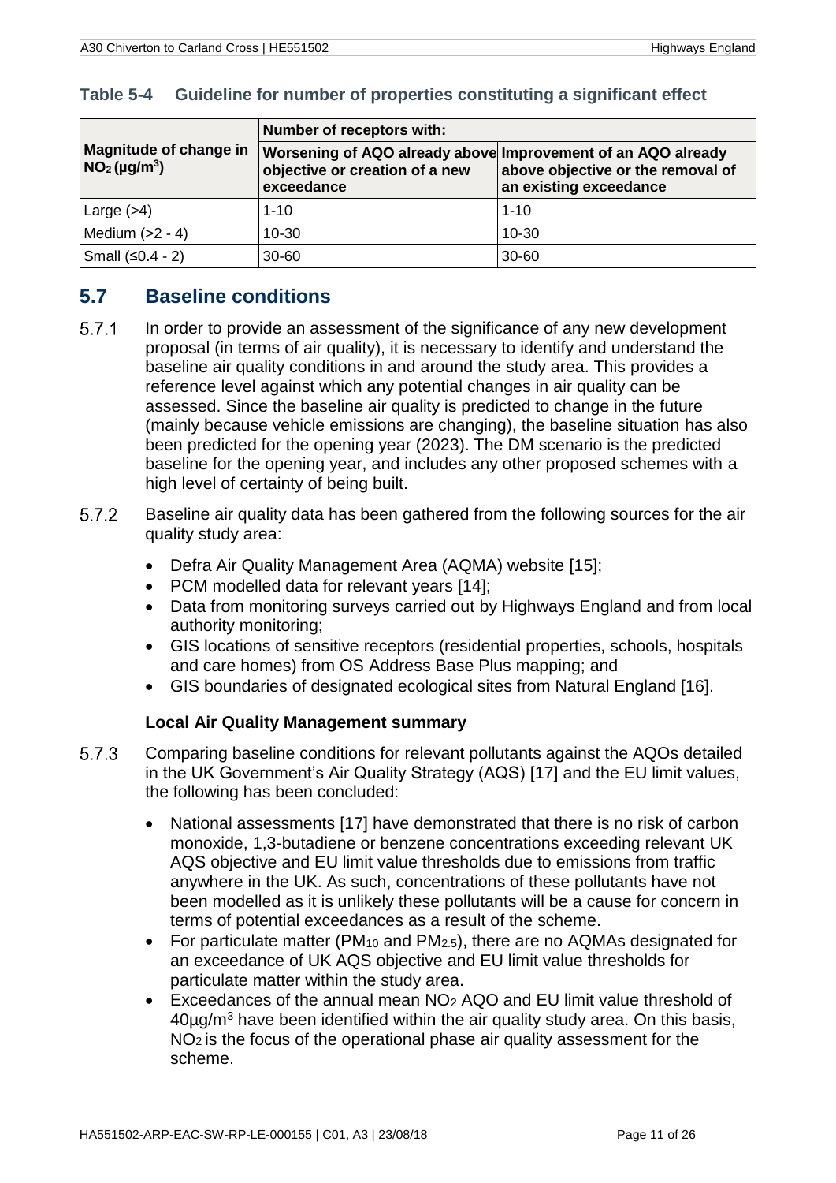**Table 5-4 Guideline for number of properties constituting a significant effect**

| Magnitude of change in $NO_2$ (µg/m$^3$) | Number of receptors with: | |
|---|---|---|
| | Worsening of AQO already above objective or creation of a new exceedance | Improvement of an AQO already above objective or the removal of an existing exceedance |
| Large (>4) | 1-10 | 1-10 |
| Medium (>2 - 4) | 10-30 | 10-30 |
| Small (≤0.4 - 2) | 30-60 | 30-60 |

## 5.7 Baseline conditions

5.7.1 In order to provide an assessment of the significance of any new development proposal (in terms of air quality), it is necessary to identify and understand the baseline air quality conditions in and around the study area. This provides a reference level against which any potential changes in air quality can be assessed. Since the baseline air quality is predicted to change in the future (mainly because vehicle emissions are changing), the baseline situation has also been predicted for the opening year (2023). The DM scenario is the predicted baseline for the opening year, and includes any other proposed schemes with a high level of certainty of being built.

5.7.2 Baseline air quality data has been gathered from the following sources for the air quality study area:

- Defra Air Quality Management Area (AQMA) website [15];
- PCM modelled data for relevant years [14];
- Data from monitoring surveys carried out by Highways England and from local authority monitoring;
- GIS locations of sensitive receptors (residential properties, schools, hospitals and care homes) from OS Address Base Plus mapping; and
- GIS boundaries of designated ecological sites from Natural England [16].

### Local Air Quality Management summary

5.7.3 Comparing baseline conditions for relevant pollutants against the AQOs detailed in the UK Government's Air Quality Strategy (AQS) [17] and the EU limit values, the following has been concluded:

- National assessments [17] have demonstrated that there is no risk of carbon monoxide, 1,3-butadiene or benzene concentrations exceeding relevant UK AQS objective and EU limit value thresholds due to emissions from traffic anywhere in the UK. As such, concentrations of these pollutants have not been modelled as it is unlikely these pollutants will be a cause for concern in terms of potential exceedances as a result of the scheme.
- For particulate matter ($PM_{10}$ and $PM_{2.5}$), there are no AQMAs designated for an exceedance of UK AQS objective and EU limit value thresholds for particulate matter within the study area.
- Exceedances of the annual mean $NO_2$ AQO and EU limit value threshold of 40µg/m$^3$ have been identified within the air quality study area. On this basis, $NO_2$ is the focus of the operational phase air quality assessment for the scheme.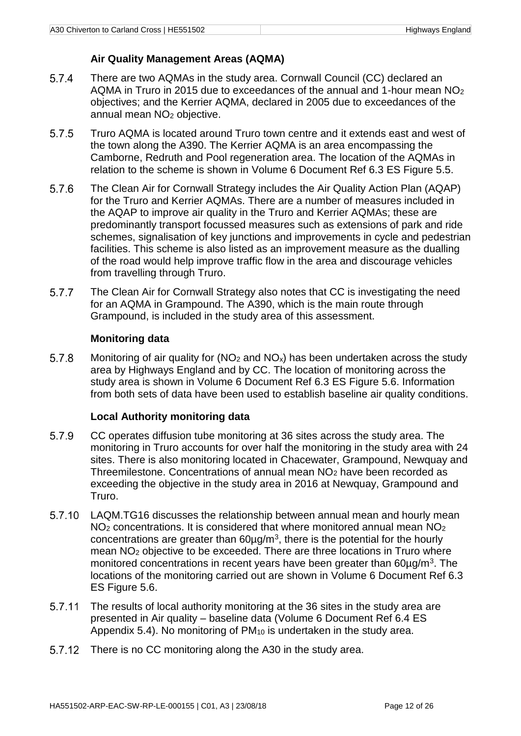### Air Quality Management Areas (AQMA)

5.7.4 There are two AQMAs in the study area. Cornwall Council (CC) declared an AQMA in Truro in 2015 due to exceedances of the annual and 1-hour mean $NO_2$ objectives; and the Kerrier AQMA, declared in 2005 due to exceedances of the annual mean $NO_2$ objective.

5.7.5 Truro AQMA is located around Truro town centre and it extends east and west of the town along the A390. The Kerrier AQMA is an area encompassing the Camborne, Redruth and Pool regeneration area. The location of the AQMAs in relation to the scheme is shown in Volume 6 Document Ref 6.3 ES Figure 5.5.

5.7.6 The Clean Air for Cornwall Strategy includes the Air Quality Action Plan (AQAP) for the Truro and Kerrier AQMAs. There are a number of measures included in the AQAP to improve air quality in the Truro and Kerrier AQMAs; these are predominantly transport focussed measures such as extensions of park and ride schemes, signalisation of key junctions and improvements in cycle and pedestrian facilities. This scheme is also listed as an improvement measure as the dualling of the road would help improve traffic flow in the area and discourage vehicles from travelling through Truro.

5.7.7 The Clean Air for Cornwall Strategy also notes that CC is investigating the need for an AQMA in Grampound. The A390, which is the main route through Grampound, is included in the study area of this assessment.

### Monitoring data

5.7.8 Monitoring of air quality for ($NO_2$ and $NO_x$) has been undertaken across the study area by Highways England and by CC. The location of monitoring across the study area is shown in Volume 6 Document Ref 6.3 ES Figure 5.6. Information from both sets of data have been used to establish baseline air quality conditions.

### Local Authority monitoring data

5.7.9 CC operates diffusion tube monitoring at 36 sites across the study area. The monitoring in Truro accounts for over half the monitoring in the study area with 24 sites. There is also monitoring located in Chacewater, Grampound, Newquay and Threemilestone. Concentrations of annual mean $NO_2$ have been recorded as exceeding the objective in the study area in 2016 at Newquay, Grampound and Truro.

5.7.10 LAQM.TG16 discusses the relationship between annual mean and hourly mean $NO_2$ concentrations. It is considered that where monitored annual mean $NO_2$ concentrations are greater than 60µg/m$^3$, there is the potential for the hourly mean $NO_2$ objective to be exceeded. There are three locations in Truro where monitored concentrations in recent years have been greater than 60µg/m$^3$. The locations of the monitoring carried out are shown in Volume 6 Document Ref 6.3 ES Figure 5.6.

5.7.11 The results of local authority monitoring at the 36 sites in the study area are presented in Air quality – baseline data (Volume 6 Document Ref 6.4 ES Appendix 5.4). No monitoring of $PM_{10}$ is undertaken in the study area.

5.7.12 There is no CC monitoring along the A30 in the study area.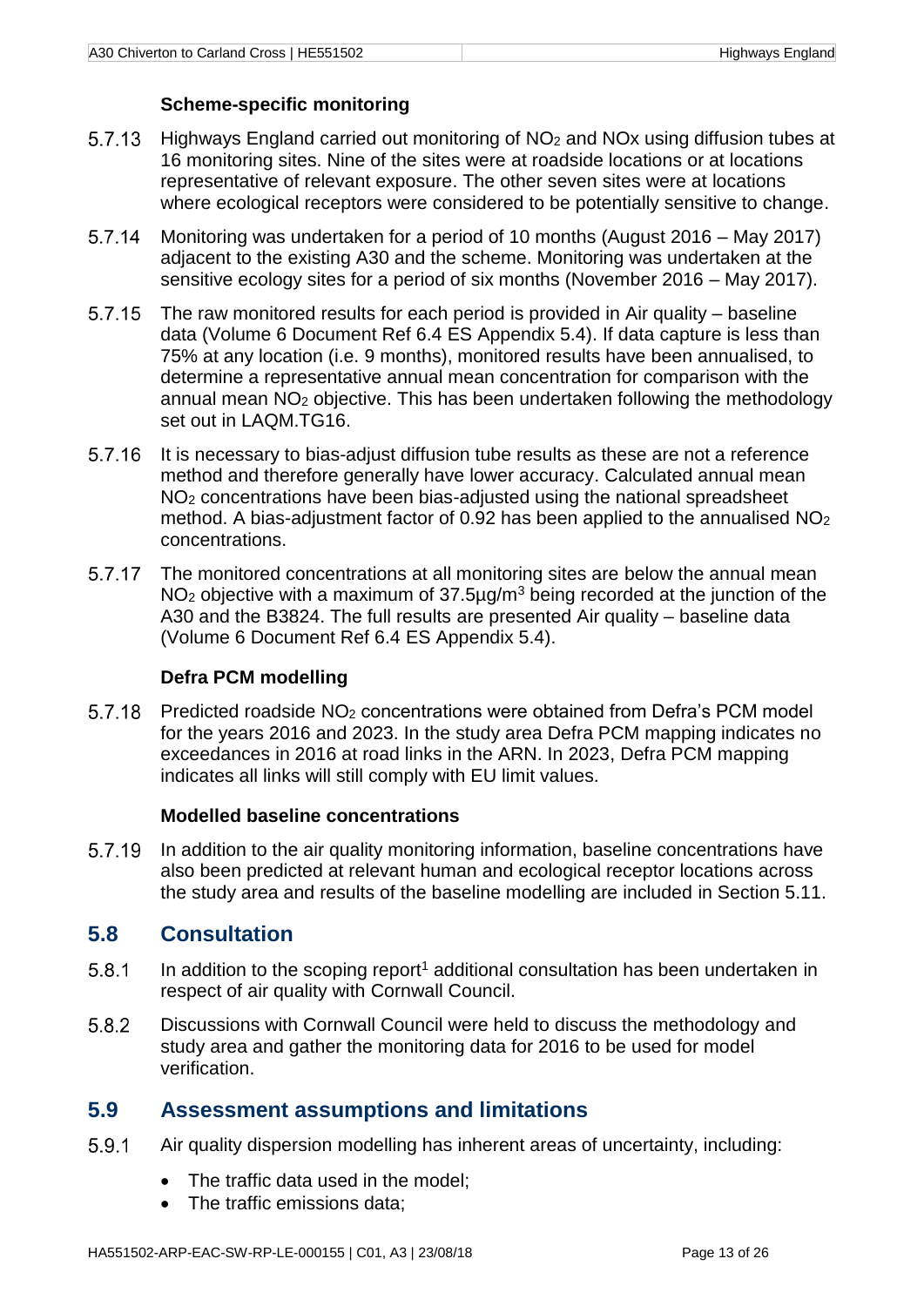### Scheme-specific monitoring

5.7.13 Highways England carried out monitoring of $NO_2$ and NOx using diffusion tubes at 16 monitoring sites. Nine of the sites were at roadside locations or at locations representative of relevant exposure. The other seven sites were at locations where ecological receptors were considered to be potentially sensitive to change.

5.7.14 Monitoring was undertaken for a period of 10 months (August 2016 – May 2017) adjacent to the existing A30 and the scheme. Monitoring was undertaken at the sensitive ecology sites for a period of six months (November 2016 – May 2017).

5.7.15 The raw monitored results for each period is provided in Air quality – baseline data (Volume 6 Document Ref 6.4 ES Appendix 5.4). If data capture is less than 75% at any location (i.e. 9 months), monitored results have been annualised, to determine a representative annual mean concentration for comparison with the annual mean $NO_2$ objective. This has been undertaken following the methodology set out in LAQM.TG16.

5.7.16 It is necessary to bias-adjust diffusion tube results as these are not a reference method and therefore generally have lower accuracy. Calculated annual mean $NO_2$ concentrations have been bias-adjusted using the national spreadsheet method. A bias-adjustment factor of 0.92 has been applied to the annualised $NO_2$ concentrations.

5.7.17 The monitored concentrations at all monitoring sites are below the annual mean $NO_2$ objective with a maximum of 37.5µg/m$^3$ being recorded at the junction of the A30 and the B3824. The full results are presented Air quality – baseline data (Volume 6 Document Ref 6.4 ES Appendix 5.4).

### Defra PCM modelling

5.7.18 Predicted roadside $NO_2$ concentrations were obtained from Defra's PCM model for the years 2016 and 2023. In the study area Defra PCM mapping indicates no exceedances in 2016 at road links in the ARN. In 2023, Defra PCM mapping indicates all links will still comply with EU limit values.

### Modelled baseline concentrations

5.7.19 In addition to the air quality monitoring information, baseline concentrations have also been predicted at relevant human and ecological receptor locations across the study area and results of the baseline modelling are included in Section 5.11.

## 5.8 Consultation

5.8.1 In addition to the scoping report[1] additional consultation has been undertaken in respect of air quality with Cornwall Council.

5.8.2 Discussions with Cornwall Council were held to discuss the methodology and study area and gather the monitoring data for 2016 to be used for model verification.

## 5.9 Assessment assumptions and limitations

5.9.1 Air quality dispersion modelling has inherent areas of uncertainty, including:

- The traffic data used in the model;
- The traffic emissions data;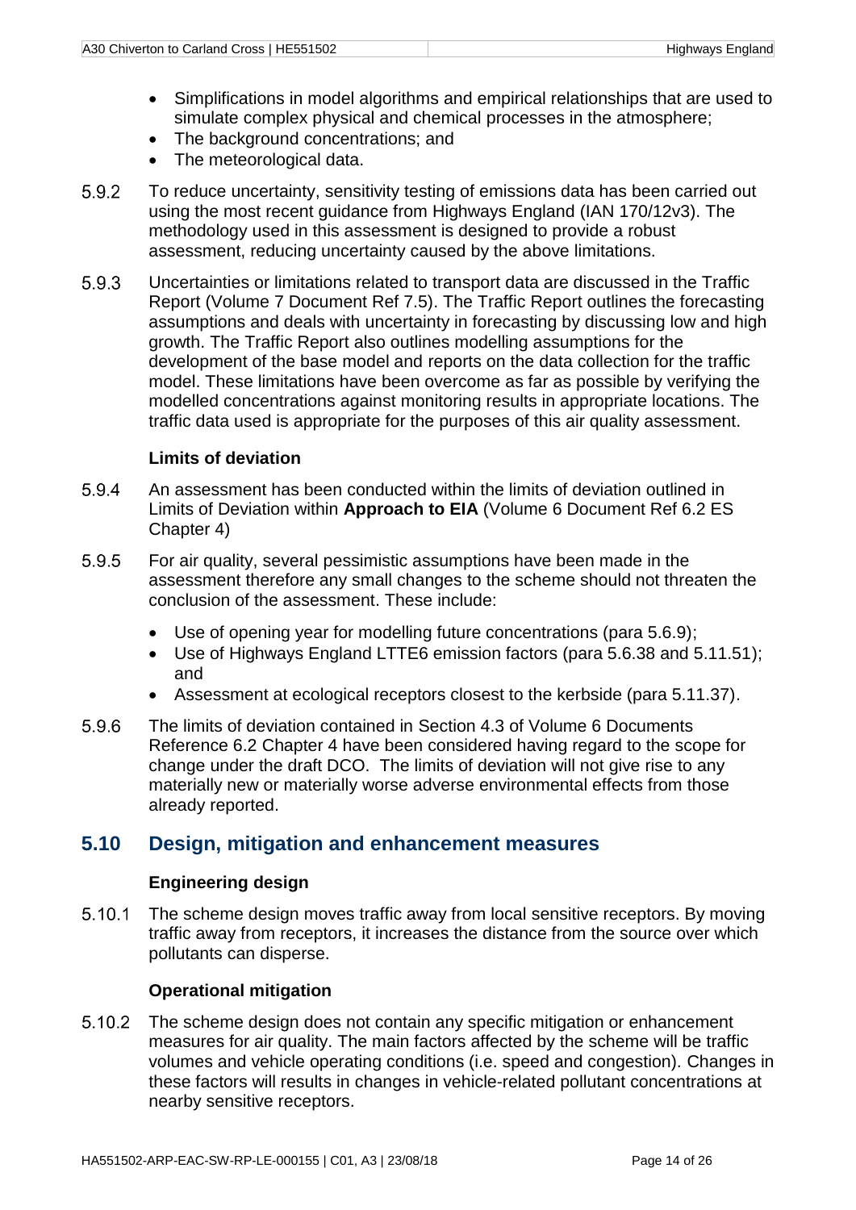- Simplifications in model algorithms and empirical relationships that are used to simulate complex physical and chemical processes in the atmosphere;
- The background concentrations; and
- The meteorological data.

5.9.2 To reduce uncertainty, sensitivity testing of emissions data has been carried out using the most recent guidance from Highways England (IAN 170/12v3). The methodology used in this assessment is designed to provide a robust assessment, reducing uncertainty caused by the above limitations.

5.9.3 Uncertainties or limitations related to transport data are discussed in the Traffic Report (Volume 7 Document Ref 7.5). The Traffic Report outlines the forecasting assumptions and deals with uncertainty in forecasting by discussing low and high growth. The Traffic Report also outlines modelling assumptions for the development of the base model and reports on the data collection for the traffic model. These limitations have been overcome as far as possible by verifying the modelled concentrations against monitoring results in appropriate locations. The traffic data used is appropriate for the purposes of this air quality assessment.

### Limits of deviation

5.9.4 An assessment has been conducted within the limits of deviation outlined in Limits of Deviation within **Approach to EIA** (Volume 6 Document Ref 6.2 ES Chapter 4)

5.9.5 For air quality, several pessimistic assumptions have been made in the assessment therefore any small changes to the scheme should not threaten the conclusion of the assessment. These include:

- Use of opening year for modelling future concentrations (para 5.6.9);
- Use of Highways England LTTE6 emission factors (para 5.6.38 and 5.11.51); and
- Assessment at ecological receptors closest to the kerbside (para 5.11.37).

5.9.6 The limits of deviation contained in Section 4.3 of Volume 6 Documents Reference 6.2 Chapter 4 have been considered having regard to the scope for change under the draft DCO. The limits of deviation will not give rise to any materially new or materially worse adverse environmental effects from those already reported.

## 5.10 Design, mitigation and enhancement measures

### Engineering design

5.10.1 The scheme design moves traffic away from local sensitive receptors. By moving traffic away from receptors, it increases the distance from the source over which pollutants can disperse.

### Operational mitigation

5.10.2 The scheme design does not contain any specific mitigation or enhancement measures for air quality. The main factors affected by the scheme will be traffic volumes and vehicle operating conditions (i.e. speed and congestion). Changes in these factors will results in changes in vehicle-related pollutant concentrations at nearby sensitive receptors.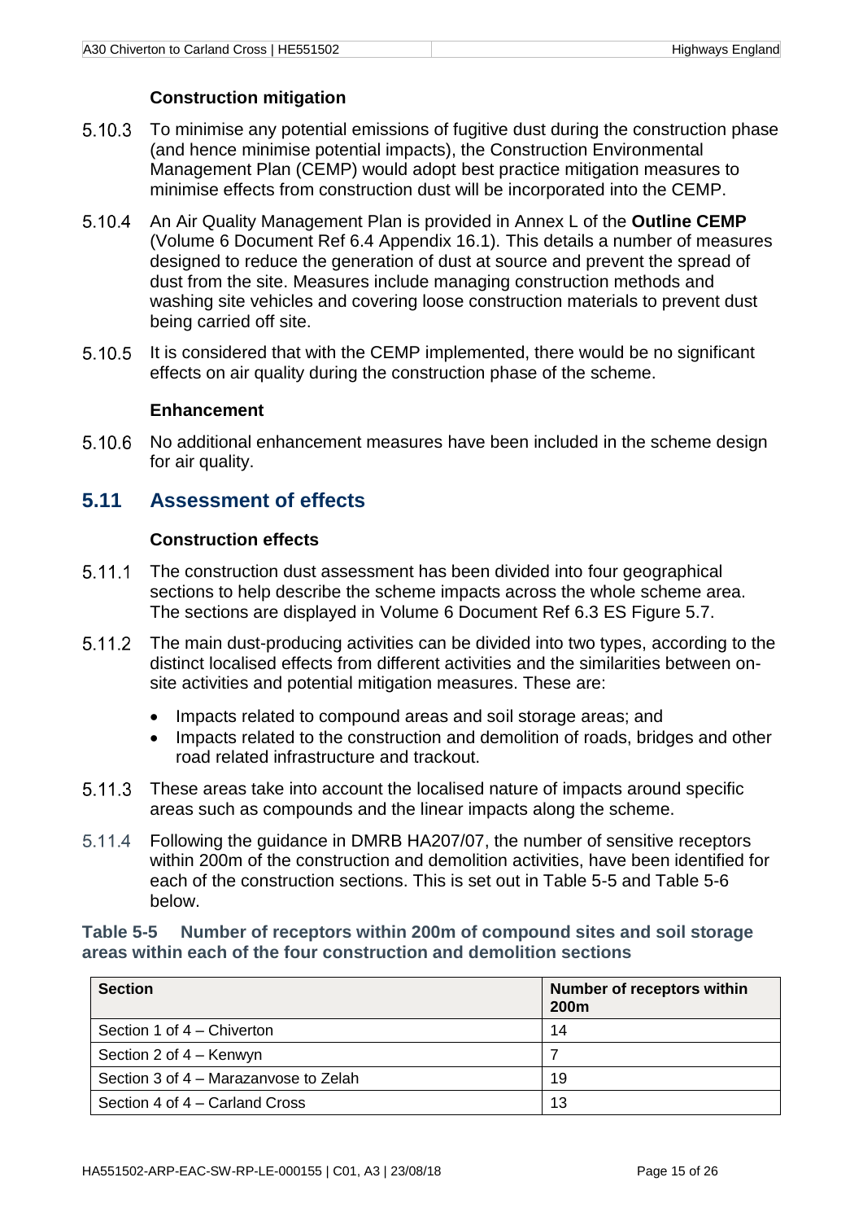### Construction mitigation

5.10.3 To minimise any potential emissions of fugitive dust during the construction phase (and hence minimise potential impacts), the Construction Environmental Management Plan (CEMP) would adopt best practice mitigation measures to minimise effects from construction dust will be incorporated into the CEMP.

5.10.4 An Air Quality Management Plan is provided in Annex L of the **Outline CEMP** (Volume 6 Document Ref 6.4 Appendix 16.1). This details a number of measures designed to reduce the generation of dust at source and prevent the spread of dust from the site. Measures include managing construction methods and washing site vehicles and covering loose construction materials to prevent dust being carried off site.

5.10.5 It is considered that with the CEMP implemented, there would be no significant effects on air quality during the construction phase of the scheme.

### Enhancement

5.10.6 No additional enhancement measures have been included in the scheme design for air quality.

## 5.11 Assessment of effects

### Construction effects

5.11.1 The construction dust assessment has been divided into four geographical sections to help describe the scheme impacts across the whole scheme area. The sections are displayed in Volume 6 Document Ref 6.3 ES Figure 5.7.

5.11.2 The main dust-producing activities can be divided into two types, according to the distinct localised effects from different activities and the similarities between on-site activities and potential mitigation measures. These are:

- Impacts related to compound areas and soil storage areas; and
- Impacts related to the construction and demolition of roads, bridges and other road related infrastructure and trackout.

5.11.3 These areas take into account the localised nature of impacts around specific areas such as compounds and the linear impacts along the scheme.

5.11.4 Following the guidance in DMRB HA207/07, the number of sensitive receptors within 200m of the construction and demolition activities, have been identified for each of the construction sections. This is set out in Table 5-5 and Table 5-6 below.

**Table 5-5 Number of receptors within 200m of compound sites and soil storage areas within each of the four construction and demolition sections**

| Section | Number of receptors within 200m |
|---|---|
| Section 1 of 4 – Chiverton | 14 |
| Section 2 of 4 – Kenwyn | 7 |
| Section 3 of 4 – Marazanvose to Zelah | 19 |
| Section 4 of 4 – Carland Cross | 13 |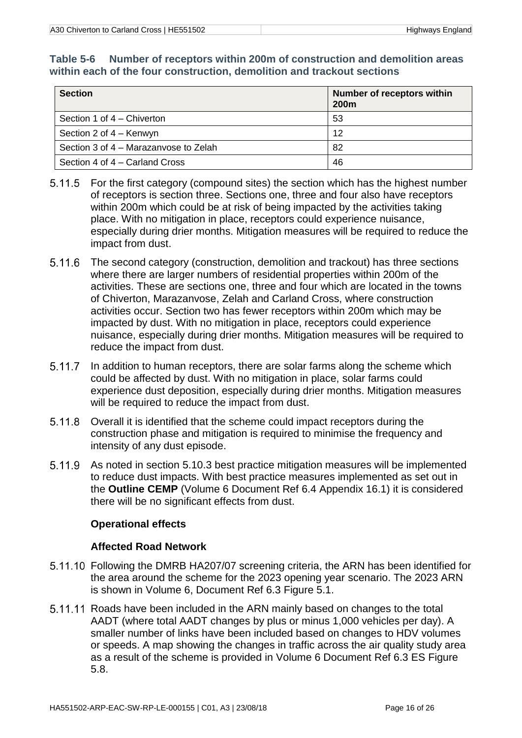**Table 5-6 Number of receptors within 200m of construction and demolition areas within each of the four construction, demolition and trackout sections**

| Section | Number of receptors within 200m |
|---|---|
| Section 1 of 4 – Chiverton | 53 |
| Section 2 of 4 – Kenwyn | 12 |
| Section 3 of 4 – Marazanvose to Zelah | 82 |
| Section 4 of 4 – Carland Cross | 46 |

5.11.5 For the first category (compound sites) the section which has the highest number of receptors is section three. Sections one, three and four also have receptors within 200m which could be at risk of being impacted by the activities taking place. With no mitigation in place, receptors could experience nuisance, especially during drier months. Mitigation measures will be required to reduce the impact from dust.

5.11.6 The second category (construction, demolition and trackout) has three sections where there are larger numbers of residential properties within 200m of the activities. These are sections one, three and four which are located in the towns of Chiverton, Marazanvose, Zelah and Carland Cross, where construction activities occur. Section two has fewer receptors within 200m which may be impacted by dust. With no mitigation in place, receptors could experience nuisance, especially during drier months. Mitigation measures will be required to reduce the impact from dust.

5.11.7 In addition to human receptors, there are solar farms along the scheme which could be affected by dust. With no mitigation in place, solar farms could experience dust deposition, especially during drier months. Mitigation measures will be required to reduce the impact from dust.

5.11.8 Overall it is identified that the scheme could impact receptors during the construction phase and mitigation is required to minimise the frequency and intensity of any dust episode.

5.11.9 As noted in section 5.10.3 best practice mitigation measures will be implemented to reduce dust impacts. With best practice measures implemented as set out in the **Outline CEMP** (Volume 6 Document Ref 6.4 Appendix 16.1) it is considered there will be no significant effects from dust.

**Operational effects**

**Affected Road Network**

5.11.10 Following the DMRB HA207/07 screening criteria, the ARN has been identified for the area around the scheme for the 2023 opening year scenario. The 2023 ARN is shown in Volume 6, Document Ref 6.3 Figure 5.1.

5.11.11 Roads have been included in the ARN mainly based on changes to the total AADT (where total AADT changes by plus or minus 1,000 vehicles per day). A smaller number of links have been included based on changes to HDV volumes or speeds. A map showing the changes in traffic across the air quality study area as a result of the scheme is provided in Volume 6 Document Ref 6.3 ES Figure 5.8.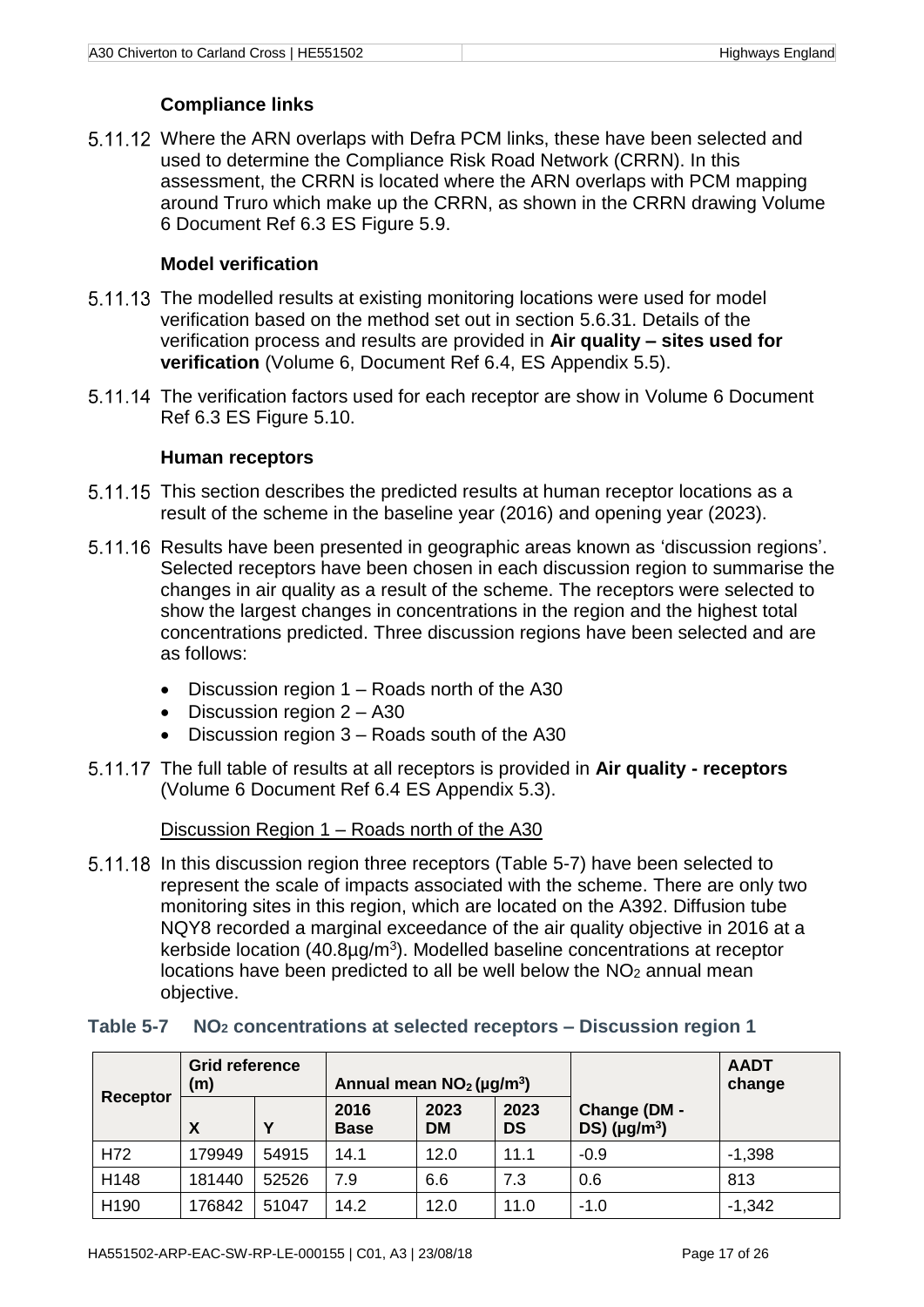### Compliance links

5.11.12 Where the ARN overlaps with Defra PCM links, these have been selected and used to determine the Compliance Risk Road Network (CRRN). In this assessment, the CRRN is located where the ARN overlaps with PCM mapping around Truro which make up the CRRN, as shown in the CRRN drawing Volume 6 Document Ref 6.3 ES Figure 5.9.

### Model verification

5.11.13 The modelled results at existing monitoring locations were used for model verification based on the method set out in section 5.6.31. Details of the verification process and results are provided in **Air quality – sites used for verification** (Volume 6, Document Ref 6.4, ES Appendix 5.5).

5.11.14 The verification factors used for each receptor are show in Volume 6 Document Ref 6.3 ES Figure 5.10.

### Human receptors

5.11.15 This section describes the predicted results at human receptor locations as a result of the scheme in the baseline year (2016) and opening year (2023).

5.11.16 Results have been presented in geographic areas known as 'discussion regions'. Selected receptors have been chosen in each discussion region to summarise the changes in air quality as a result of the scheme. The receptors were selected to show the largest changes in concentrations in the region and the highest total concentrations predicted. Three discussion regions have been selected and are as follows:

- Discussion region 1 – Roads north of the A30
- Discussion region 2 – A30
- Discussion region 3 – Roads south of the A30

5.11.17 The full table of results at all receptors is provided in **Air quality - receptors** (Volume 6 Document Ref 6.4 ES Appendix 5.3).

Discussion Region 1 – Roads north of the A30

5.11.18 In this discussion region three receptors (Table 5-7) have been selected to represent the scale of impacts associated with the scheme. There are only two monitoring sites in this region, which are located on the A392. Diffusion tube NQY8 recorded a marginal exceedance of the air quality objective in 2016 at a kerbside location (40.8µg/m$^3$). Modelled baseline concentrations at receptor locations have been predicted to all be well below the $NO_2$ annual mean objective.

**Table 5-7 $NO_2$ concentrations at selected receptors – Discussion region 1**

| Receptor | Grid reference (m) | | Annual mean $NO_2$ (µg/m$^3$) | | | Change (DM - DS) (µg/m$^3$) | AADT change |
|---|---|---|---|---|---|---|---|
| | X | Y | 2016 Base | 2023 DM | 2023 DS | | |
| H72 | 179949 | 54915 | 14.1 | 12.0 | 11.1 | -0.9 | -1,398 |
| H148 | 181440 | 52526 | 7.9 | 6.6 | 7.3 | 0.6 | 813 |
| H190 | 176842 | 51047 | 14.2 | 12.0 | 11.0 | -1.0 | -1,342 |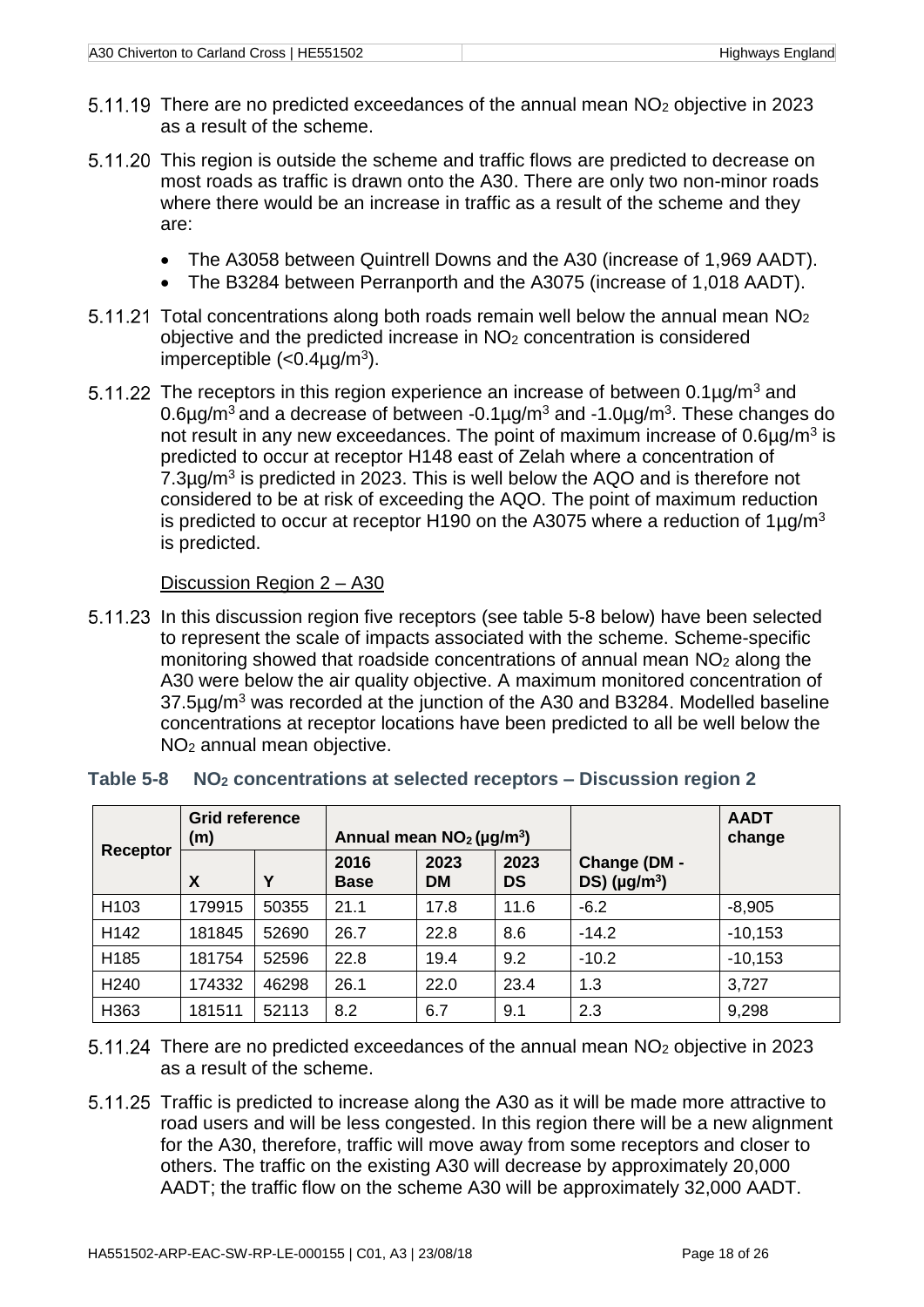5.11.19 There are no predicted exceedances of the annual mean $NO_2$ objective in 2023 as a result of the scheme.

5.11.20 This region is outside the scheme and traffic flows are predicted to decrease on most roads as traffic is drawn onto the A30. There are only two non-minor roads where there would be an increase in traffic as a result of the scheme and they are:

- The A3058 between Quintrell Downs and the A30 (increase of 1,969 AADT).
- The B3284 between Perranporth and the A3075 (increase of 1,018 AADT).

5.11.21 Total concentrations along both roads remain well below the annual mean $NO_2$ objective and the predicted increase in $NO_2$ concentration is considered imperceptible (<0.4µg/m$^3$).

5.11.22 The receptors in this region experience an increase of between 0.1µg/m$^3$ and 0.6µg/m$^3$ and a decrease of between -0.1µg/m$^3$ and -1.0µg/m$^3$. These changes do not result in any new exceedances. The point of maximum increase of 0.6µg/m$^3$ is predicted to occur at receptor H148 east of Zelah where a concentration of 7.3µg/m$^3$ is predicted in 2023. This is well below the AQO and is therefore not considered to be at risk of exceeding the AQO. The point of maximum reduction is predicted to occur at receptor H190 on the A3075 where a reduction of 1µg/m$^3$ is predicted.

Discussion Region 2 – A30

5.11.23 In this discussion region five receptors (see table 5-8 below) have been selected to represent the scale of impacts associated with the scheme. Scheme-specific monitoring showed that roadside concentrations of annual mean $NO_2$ along the A30 were below the air quality objective. A maximum monitored concentration of 37.5µg/m$^3$ was recorded at the junction of the A30 and B3284. Modelled baseline concentrations at receptor locations have been predicted to all be well below the $NO_2$ annual mean objective.

**Table 5-8 $NO_2$ concentrations at selected receptors – Discussion region 2**

| Receptor | Grid reference (m) | | Annual mean $NO_2$ (µg/m$^3$) | | | Change (DM - DS) (µg/m$^3$) | AADT change |
|---|---|---|---|---|---|---|---|
| | X | Y | 2016 Base | 2023 DM | 2023 DS | | |
| H103 | 179915 | 50355 | 21.1 | 17.8 | 11.6 | -6.2 | -8,905 |
| H142 | 181845 | 52690 | 26.7 | 22.8 | 8.6 | -14.2 | -10,153 |
| H185 | 181754 | 52596 | 22.8 | 19.4 | 9.2 | -10.2 | -10,153 |
| H240 | 174332 | 46298 | 26.1 | 22.0 | 23.4 | 1.3 | 3,727 |
| H363 | 181511 | 52113 | 8.2 | 6.7 | 9.1 | 2.3 | 9,298 |

5.11.24 There are no predicted exceedances of the annual mean $NO_2$ objective in 2023 as a result of the scheme.

5.11.25 Traffic is predicted to increase along the A30 as it will be made more attractive to road users and will be less congested. In this region there will be a new alignment for the A30, therefore, traffic will move away from some receptors and closer to others. The traffic on the existing A30 will decrease by approximately 20,000 AADT; the traffic flow on the scheme A30 will be approximately 32,000 AADT.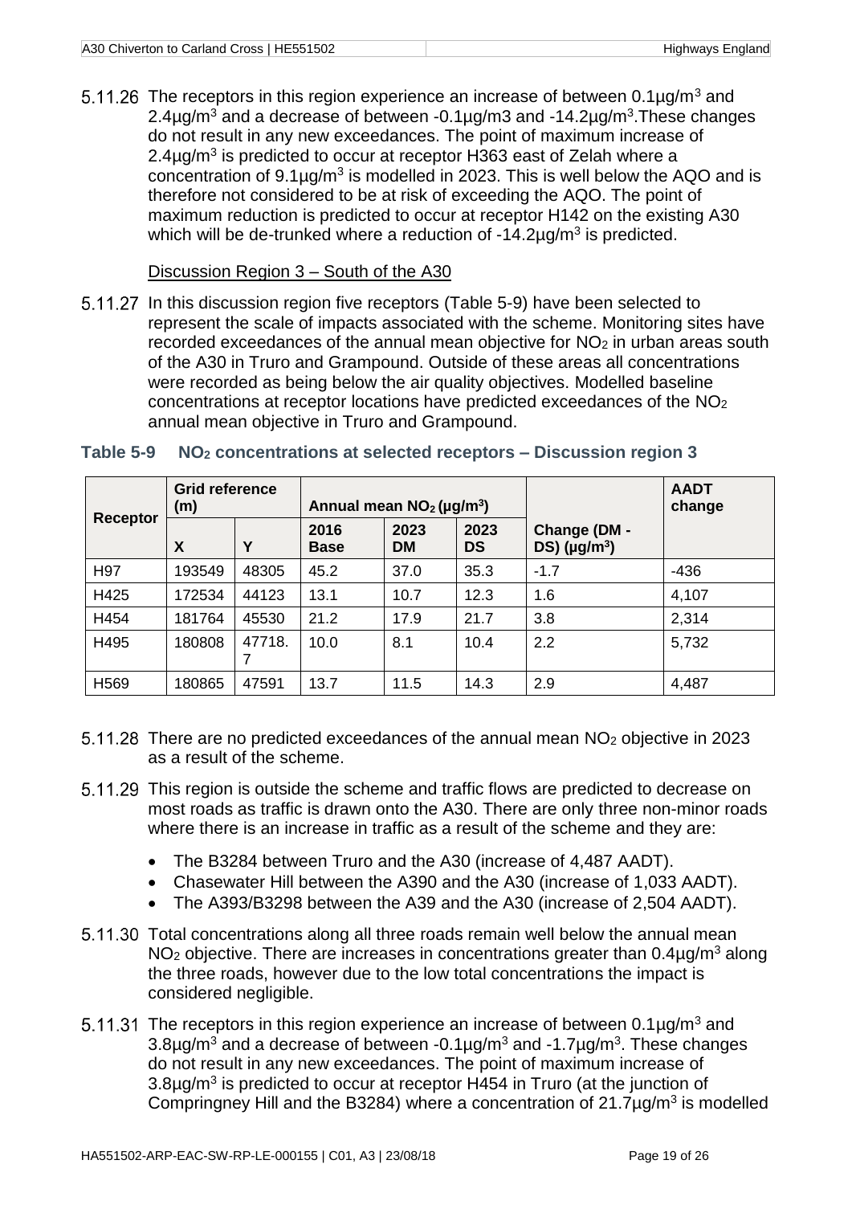5.11.26 The receptors in this region experience an increase of between 0.1µg/m$^3$ and 2.4µg/m$^3$ and a decrease of between -0.1µg/m3 and -14.2µg/m$^3$.These changes do not result in any new exceedances. The point of maximum increase of 2.4µg/m$^3$ is predicted to occur at receptor H363 east of Zelah where a concentration of 9.1µg/m$^3$ is modelled in 2023. This is well below the AQO and is therefore not considered to be at risk of exceeding the AQO. The point of maximum reduction is predicted to occur at receptor H142 on the existing A30 which will be de-trunked where a reduction of -14.2µg/m$^3$ is predicted.

Discussion Region 3 – South of the A30

5.11.27 In this discussion region five receptors (Table 5-9) have been selected to represent the scale of impacts associated with the scheme. Monitoring sites have recorded exceedances of the annual mean objective for $NO_2$ in urban areas south of the A30 in Truro and Grampound. Outside of these areas all concentrations were recorded as being below the air quality objectives. Modelled baseline concentrations at receptor locations have predicted exceedances of the $NO_2$ annual mean objective in Truro and Grampound.

**Table 5-9 $NO_2$ concentrations at selected receptors – Discussion region 3**

| Receptor | Grid reference (m) | | Annual mean $NO_2$ (µg/m$^3$) | | | Change (DM - DS) (µg/m$^3$) | AADT change |
|---|---|---|---|---|---|---|---|
| | X | Y | 2016 Base | 2023 DM | 2023 DS | | |
| H97 | 193549 | 48305 | 45.2 | 37.0 | 35.3 | -1.7 | -436 |
| H425 | 172534 | 44123 | 13.1 | 10.7 | 12.3 | 1.6 | 4,107 |
| H454 | 181764 | 45530 | 21.2 | 17.9 | 21.7 | 3.8 | 2,314 |
| H495 | 180808 | 47718.7 | 10.0 | 8.1 | 10.4 | 2.2 | 5,732 |
| H569 | 180865 | 47591 | 13.7 | 11.5 | 14.3 | 2.9 | 4,487 |

5.11.28 There are no predicted exceedances of the annual mean $NO_2$ objective in 2023 as a result of the scheme.

5.11.29 This region is outside the scheme and traffic flows are predicted to decrease on most roads as traffic is drawn onto the A30. There are only three non-minor roads where there is an increase in traffic as a result of the scheme and they are:

- The B3284 between Truro and the A30 (increase of 4,487 AADT).
- Chasewater Hill between the A390 and the A30 (increase of 1,033 AADT).
- The A393/B3298 between the A39 and the A30 (increase of 2,504 AADT).

5.11.30 Total concentrations along all three roads remain well below the annual mean $NO_2$ objective. There are increases in concentrations greater than 0.4µg/m$^3$ along the three roads, however due to the low total concentrations the impact is considered negligible.

5.11.31 The receptors in this region experience an increase of between 0.1µg/m$^3$ and 3.8µg/m$^3$ and a decrease of between -0.1µg/m$^3$ and -1.7µg/m$^3$. These changes do not result in any new exceedances. The point of maximum increase of 3.8µg/m$^3$ is predicted to occur at receptor H454 in Truro (at the junction of Compringney Hill and the B3284) where a concentration of 21.7µg/m$^3$ is modelled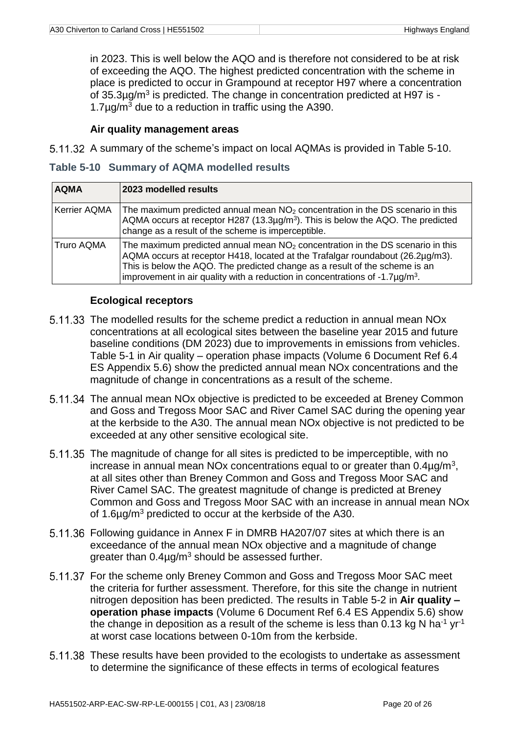in 2023. This is well below the AQO and is therefore not considered to be at risk of exceeding the AQO. The highest predicted concentration with the scheme in place is predicted to occur in Grampound at receptor H97 where a concentration of 35.3µg/m$^3$ is predicted. The change in concentration predicted at H97 is -1.7µg/m$^3$ due to a reduction in traffic using the A390.

### Air quality management areas

5.11.32 A summary of the scheme's impact on local AQMAs is provided in Table 5-10.

**Table 5-10 Summary of AQMA modelled results**

| AQMA | 2023 modelled results |
|---|---|
| Kerrier AQMA | The maximum predicted annual mean $NO_2$ concentration in the DS scenario in this AQMA occurs at receptor H287 (13.3µg/m$^3$). This is below the AQO. The predicted change as a result of the scheme is imperceptible. |
| Truro AQMA | The maximum predicted annual mean $NO_2$ concentration in the DS scenario in this AQMA occurs at receptor H418, located at the Trafalgar roundabout (26.2µg/m3). This is below the AQO. The predicted change as a result of the scheme is an improvement in air quality with a reduction in concentrations of -1.7µg/m$^3$. |

### Ecological receptors

5.11.33 The modelled results for the scheme predict a reduction in annual mean NOx concentrations at all ecological sites between the baseline year 2015 and future baseline conditions (DM 2023) due to improvements in emissions from vehicles. Table 5-1 in Air quality – operation phase impacts (Volume 6 Document Ref 6.4 ES Appendix 5.6) show the predicted annual mean NOx concentrations and the magnitude of change in concentrations as a result of the scheme.

5.11.34 The annual mean NOx objective is predicted to be exceeded at Breney Common and Goss and Tregoss Moor SAC and River Camel SAC during the opening year at the kerbside to the A30. The annual mean NOx objective is not predicted to be exceeded at any other sensitive ecological site.

5.11.35 The magnitude of change for all sites is predicted to be imperceptible, with no increase in annual mean NOx concentrations equal to or greater than 0.4µg/m$^3$, at all sites other than Breney Common and Goss and Tregoss Moor SAC and River Camel SAC. The greatest magnitude of change is predicted at Breney Common and Goss and Tregoss Moor SAC with an increase in annual mean NOx of 1.6µg/m$^3$ predicted to occur at the kerbside of the A30.

5.11.36 Following guidance in Annex F in DMRB HA207/07 sites at which there is an exceedance of the annual mean NOx objective and a magnitude of change greater than 0.4µg/m$^3$ should be assessed further.

5.11.37 For the scheme only Breney Common and Goss and Tregoss Moor SAC meet the criteria for further assessment. Therefore, for this site the change in nutrient nitrogen deposition has been predicted. The results in Table 5-2 in **Air quality – operation phase impacts** (Volume 6 Document Ref 6.4 ES Appendix 5.6) show the change in deposition as a result of the scheme is less than 0.13 kg N ha$^{-1}$ yr$^{-1}$ at worst case locations between 0-10m from the kerbside.

5.11.38 These results have been provided to the ecologists to undertake as assessment to determine the significance of these effects in terms of ecological features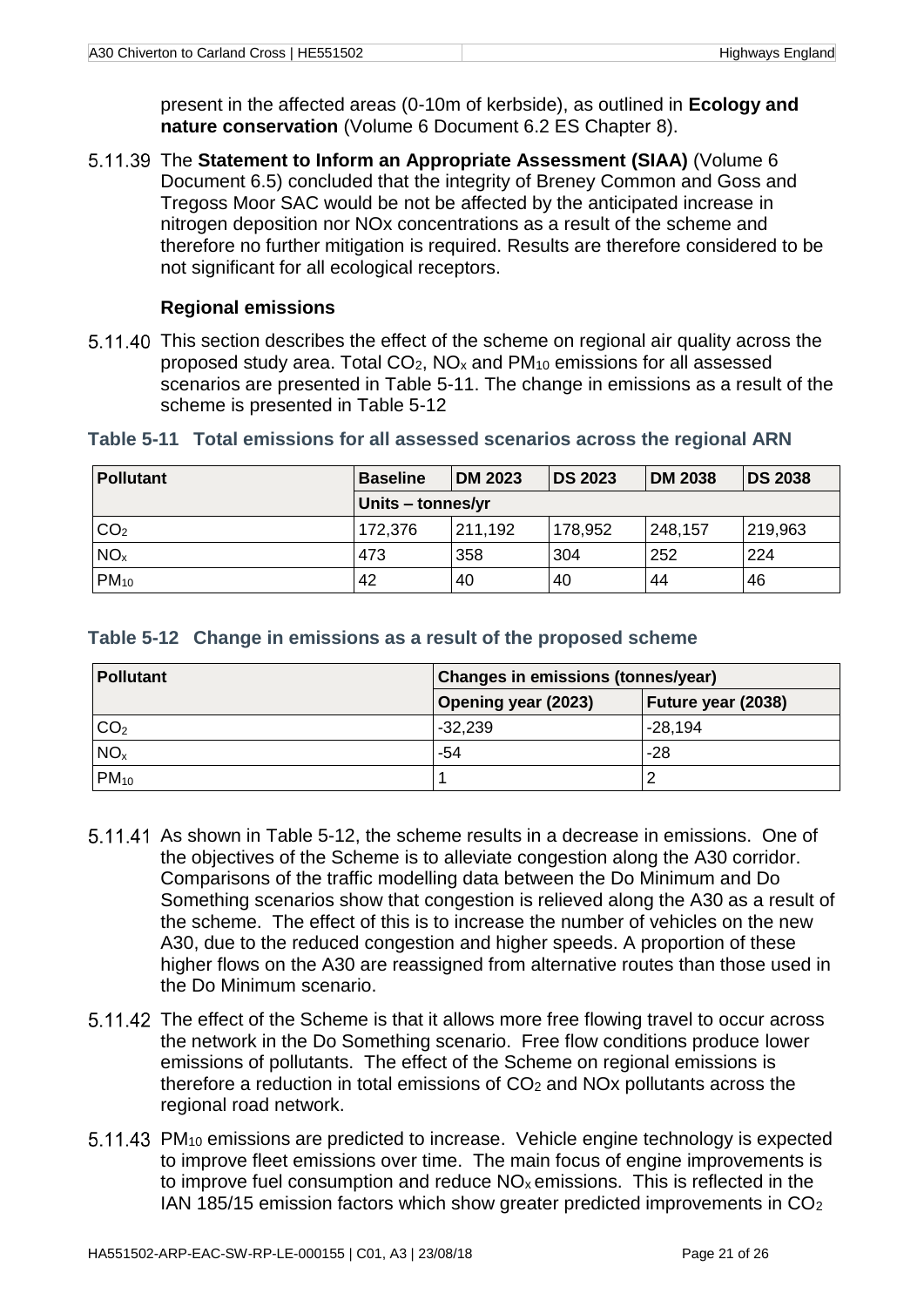present in the affected areas (0-10m of kerbside), as outlined in **Ecology and nature conservation** (Volume 6 Document 6.2 ES Chapter 8).

5.11.39 The **Statement to Inform an Appropriate Assessment (SIAA)** (Volume 6 Document 6.5) concluded that the integrity of Breney Common and Goss and Tregoss Moor SAC would be not be affected by the anticipated increase in nitrogen deposition nor NOx concentrations as a result of the scheme and therefore no further mitigation is required. Results are therefore considered to be not significant for all ecological receptors.

### Regional emissions

5.11.40 This section describes the effect of the scheme on regional air quality across the proposed study area. Total $CO_2$, $NO_x$ and $PM_{10}$ emissions for all assessed scenarios are presented in Table 5-11. The change in emissions as a result of the scheme is presented in Table 5-12

**Table 5-11 Total emissions for all assessed scenarios across the regional ARN**

| Pollutant | Baseline | DM 2023 | DS 2023 | DM 2038 | DS 2038 |
|---|---|---|---|---|---|
| | Units – tonnes/yr | | | | |
| $CO_2$ | 172,376 | 211,192 | 178,952 | 248,157 | 219,963 |
| $NO_x$ | 473 | 358 | 304 | 252 | 224 |
| $PM_{10}$ | 42 | 40 | 40 | 44 | 46 |

**Table 5-12 Change in emissions as a result of the proposed scheme**

| Pollutant | Changes in emissions (tonnes/year) | |
|---|---|---|
| | Opening year (2023) | Future year (2038) |
| $CO_2$ | -32,239 | -28,194 |
| $NO_x$ | -54 | -28 |
| $PM_{10}$ | 1 | 2 |

5.11.41 As shown in Table 5-12, the scheme results in a decrease in emissions. One of the objectives of the Scheme is to alleviate congestion along the A30 corridor. Comparisons of the traffic modelling data between the Do Minimum and Do Something scenarios show that congestion is relieved along the A30 as a result of the scheme. The effect of this is to increase the number of vehicles on the new A30, due to the reduced congestion and higher speeds. A proportion of these higher flows on the A30 are reassigned from alternative routes than those used in the Do Minimum scenario.

5.11.42 The effect of the Scheme is that it allows more free flowing travel to occur across the network in the Do Something scenario. Free flow conditions produce lower emissions of pollutants. The effect of the Scheme on regional emissions is therefore a reduction in total emissions of $CO_2$ and NOx pollutants across the regional road network.

5.11.43 $PM_{10}$ emissions are predicted to increase. Vehicle engine technology is expected to improve fleet emissions over time. The main focus of engine improvements is to improve fuel consumption and reduce $NO_x$ emissions. This is reflected in the IAN 185/15 emission factors which show greater predicted improvements in $CO_2$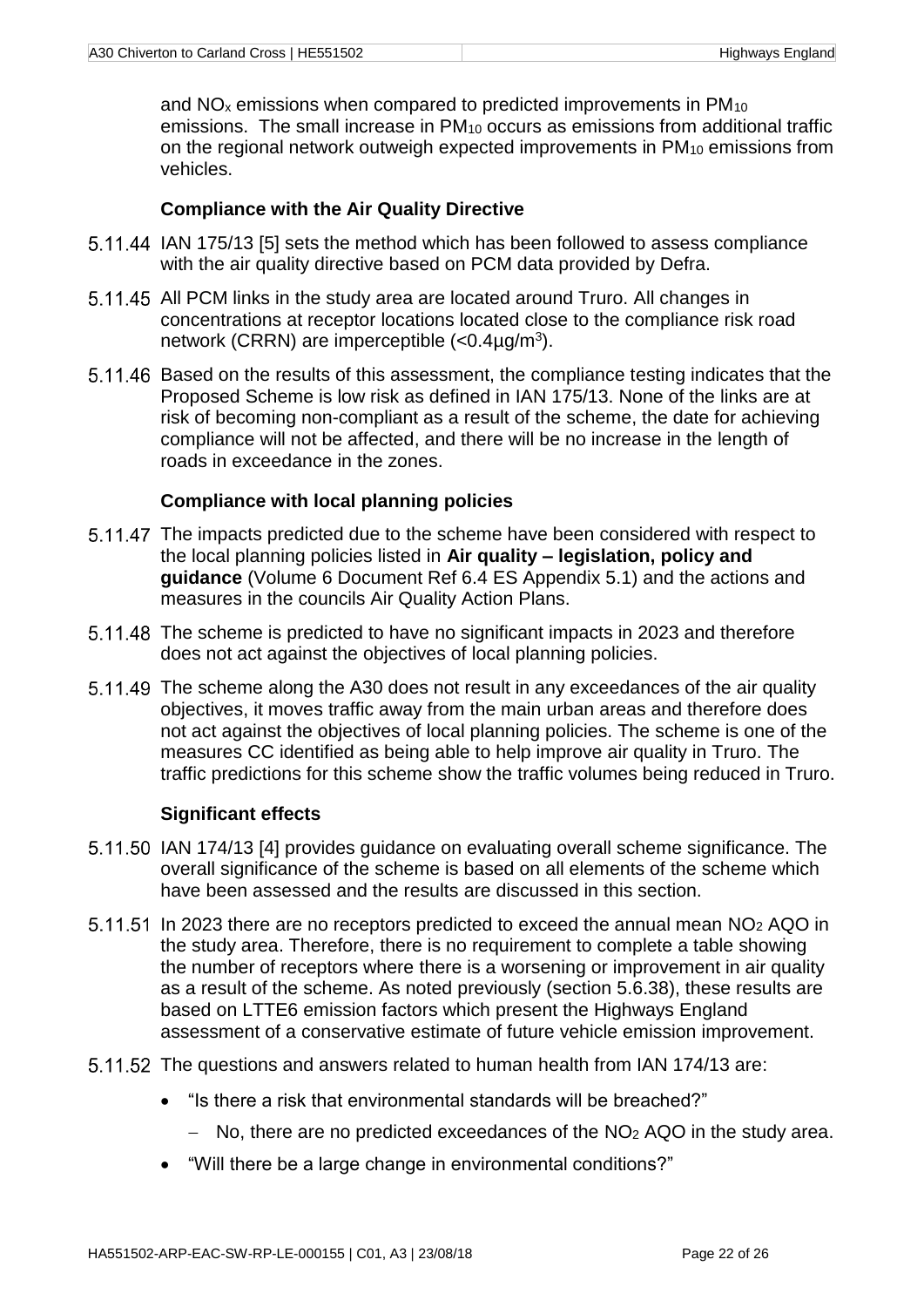and $NO_x$ emissions when compared to predicted improvements in $PM_{10}$ emissions. The small increase in $PM_{10}$ occurs as emissions from additional traffic on the regional network outweigh expected improvements in $PM_{10}$ emissions from vehicles.

### Compliance with the Air Quality Directive

5.11.44 IAN 175/13 [5] sets the method which has been followed to assess compliance with the air quality directive based on PCM data provided by Defra.

5.11.45 All PCM links in the study area are located around Truro. All changes in concentrations at receptor locations located close to the compliance risk road network (CRRN) are imperceptible (<0.4µg/m$^3$).

5.11.46 Based on the results of this assessment, the compliance testing indicates that the Proposed Scheme is low risk as defined in IAN 175/13. None of the links are at risk of becoming non-compliant as a result of the scheme, the date for achieving compliance will not be affected, and there will be no increase in the length of roads in exceedance in the zones.

### Compliance with local planning policies

5.11.47 The impacts predicted due to the scheme have been considered with respect to the local planning policies listed in **Air quality – legislation, policy and guidance** (Volume 6 Document Ref 6.4 ES Appendix 5.1) and the actions and measures in the councils Air Quality Action Plans.

5.11.48 The scheme is predicted to have no significant impacts in 2023 and therefore does not act against the objectives of local planning policies.

5.11.49 The scheme along the A30 does not result in any exceedances of the air quality objectives, it moves traffic away from the main urban areas and therefore does not act against the objectives of local planning policies. The scheme is one of the measures CC identified as being able to help improve air quality in Truro. The traffic predictions for this scheme show the traffic volumes being reduced in Truro.

### Significant effects

5.11.50 IAN 174/13 [4] provides guidance on evaluating overall scheme significance. The overall significance of the scheme is based on all elements of the scheme which have been assessed and the results are discussed in this section.

5.11.51 In 2023 there are no receptors predicted to exceed the annual mean $NO_2$ AQO in the study area. Therefore, there is no requirement to complete a table showing the number of receptors where there is a worsening or improvement in air quality as a result of the scheme. As noted previously (section 5.6.38), these results are based on LTTE6 emission factors which present the Highways England assessment of a conservative estimate of future vehicle emission improvement.

5.11.52 The questions and answers related to human health from IAN 174/13 are:

- "Is there a risk that environmental standards will be breached?"
  - No, there are no predicted exceedances of the $NO_2$ AQO in the study area.
- "Will there be a large change in environmental conditions?"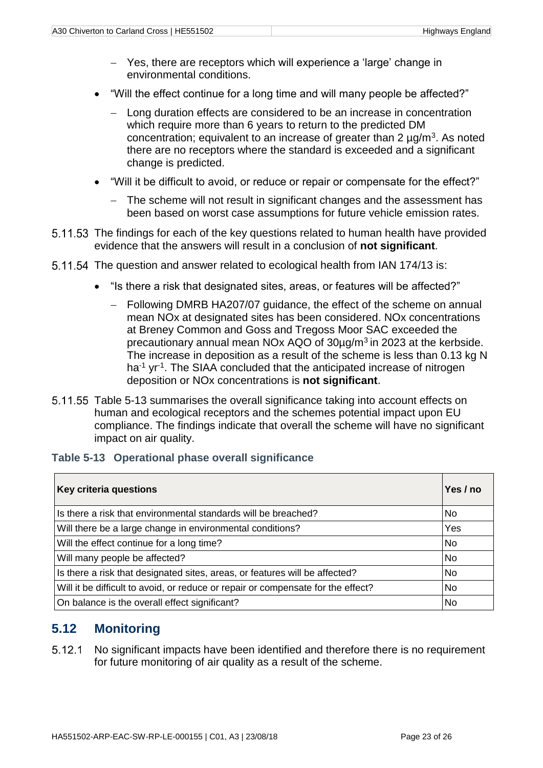- Yes, there are receptors which will experience a 'large' change in environmental conditions.
- "Will the effect continue for a long time and will many people be affected?"
  - Long duration effects are considered to be an increase in concentration which require more than 6 years to return to the predicted DM concentration; equivalent to an increase of greater than 2 µg/m$^3$. As noted there are no receptors where the standard is exceeded and a significant change is predicted.
- "Will it be difficult to avoid, or reduce or repair or compensate for the effect?"
  - The scheme will not result in significant changes and the assessment has been based on worst case assumptions for future vehicle emission rates.

5.11.53 The findings for each of the key questions related to human health have provided evidence that the answers will result in a conclusion of **not significant**.

5.11.54 The question and answer related to ecological health from IAN 174/13 is:

- "Is there a risk that designated sites, areas, or features will be affected?"
  - Following DMRB HA207/07 guidance, the effect of the scheme on annual mean NOx at designated sites has been considered. NOx concentrations at Breney Common and Goss and Tregoss Moor SAC exceeded the precautionary annual mean NOx AQO of 30µg/m$^3$ in 2023 at the kerbside. The increase in deposition as a result of the scheme is less than 0.13 kg N ha$^{-1}$ yr$^{-1}$. The SIAA concluded that the anticipated increase of nitrogen deposition or NOx concentrations is **not significant**.

5.11.55 Table 5-13 summarises the overall significance taking into account effects on human and ecological receptors and the schemes potential impact upon EU compliance. The findings indicate that overall the scheme will have no significant impact on air quality.

### Table 5-13 Operational phase overall significance

| Key criteria questions | Yes / no |
|---|---|
| Is there a risk that environmental standards will be breached? | No |
| Will there be a large change in environmental conditions? | Yes |
| Will the effect continue for a long time? | No |
| Will many people be affected? | No |
| Is there a risk that designated sites, areas, or features will be affected? | No |
| Will it be difficult to avoid, or reduce or repair or compensate for the effect? | No |
| On balance is the overall effect significant? | No |

## 5.12 Monitoring

5.12.1 No significant impacts have been identified and therefore there is no requirement for future monitoring of air quality as a result of the scheme.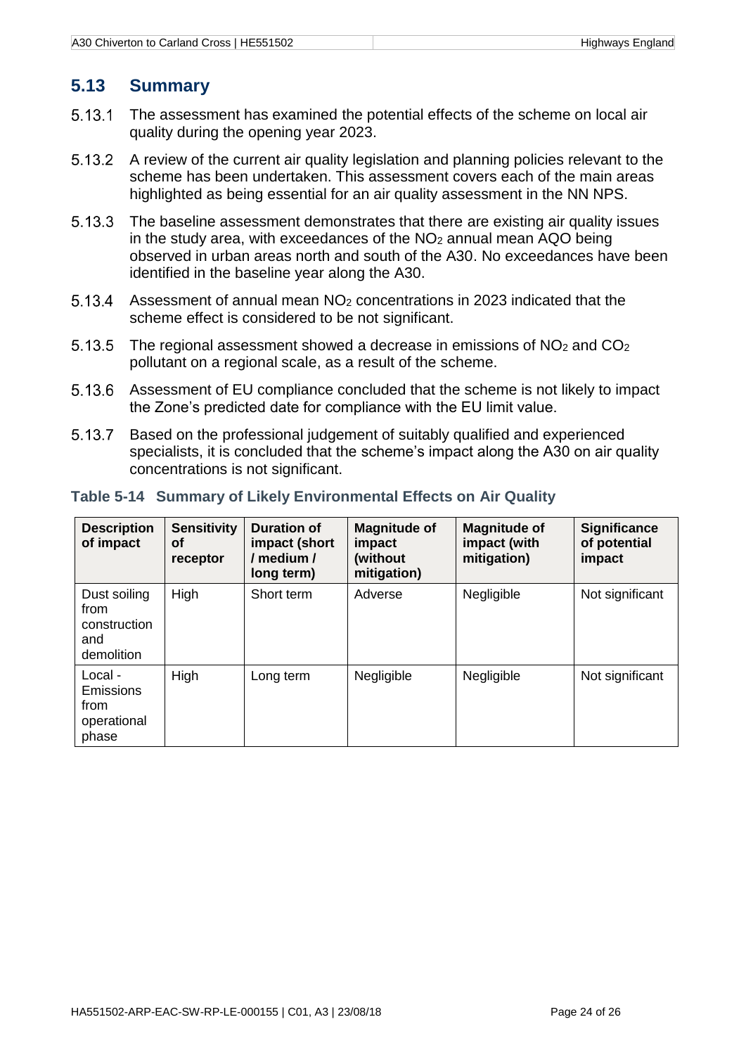## 5.13 Summary

5.13.1 The assessment has examined the potential effects of the scheme on local air quality during the opening year 2023.

5.13.2 A review of the current air quality legislation and planning policies relevant to the scheme has been undertaken. This assessment covers each of the main areas highlighted as being essential for an air quality assessment in the NN NPS.

5.13.3 The baseline assessment demonstrates that there are existing air quality issues in the study area, with exceedances of the $NO_2$ annual mean AQO being observed in urban areas north and south of the A30. No exceedances have been identified in the baseline year along the A30.

5.13.4 Assessment of annual mean $NO_2$ concentrations in 2023 indicated that the scheme effect is considered to be not significant.

5.13.5 The regional assessment showed a decrease in emissions of $NO_2$ and $CO_2$ pollutant on a regional scale, as a result of the scheme.

5.13.6 Assessment of EU compliance concluded that the scheme is not likely to impact the Zone's predicted date for compliance with the EU limit value.

5.13.7 Based on the professional judgement of suitably qualified and experienced specialists, it is concluded that the scheme's impact along the A30 on air quality concentrations is not significant.

**Table 5-14 Summary of Likely Environmental Effects on Air Quality**

| Description of impact | Sensitivity of receptor | Duration of impact (short / medium / long term) | Magnitude of impact (without mitigation) | Magnitude of impact (with mitigation) | Significance of potential impact |
|---|---|---|---|---|---|
| Dust soiling from construction and demolition | High | Short term | Adverse | Negligible | Not significant |
| Local - Emissions from operational phase | High | Long term | Negligible | Negligible | Not significant |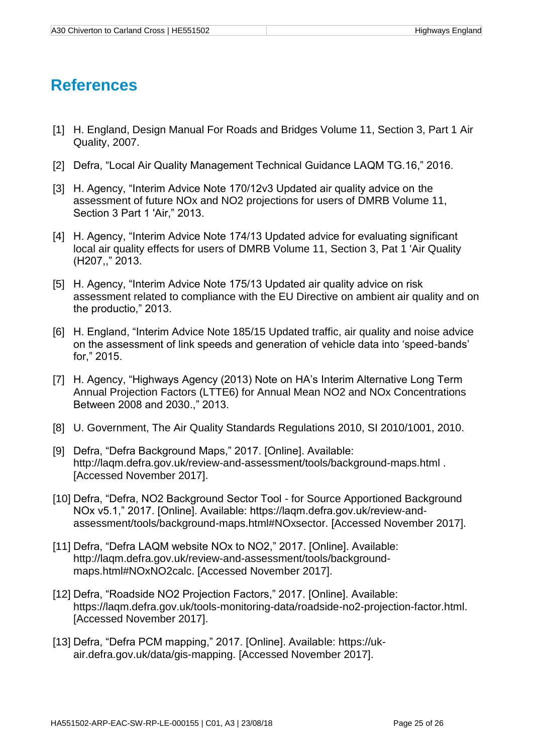# References

[1] H. England, Design Manual For Roads and Bridges Volume 11, Section 3, Part 1 Air Quality, 2007.

[2] Defra, "Local Air Quality Management Technical Guidance LAQM TG.16," 2016.

[3] H. Agency, "Interim Advice Note 170/12v3 Updated air quality advice on the assessment of future NOx and NO2 projections for users of DMRB Volume 11, Section 3 Part 1 'Air," 2013.

[4] H. Agency, "Interim Advice Note 174/13 Updated advice for evaluating significant local air quality effects for users of DMRB Volume 11, Section 3, Pat 1 'Air Quality (H207,," 2013.

[5] H. Agency, "Interim Advice Note 175/13 Updated air quality advice on risk assessment related to compliance with the EU Directive on ambient air quality and on the productio," 2013.

[6] H. England, "Interim Advice Note 185/15 Updated traffic, air quality and noise advice on the assessment of link speeds and generation of vehicle data into 'speed-bands' for," 2015.

[7] H. Agency, "Highways Agency (2013) Note on HA's Interim Alternative Long Term Annual Projection Factors (LTTE6) for Annual Mean NO2 and NOx Concentrations Between 2008 and 2030.," 2013.

[8] U. Government, The Air Quality Standards Regulations 2010, SI 2010/1001, 2010.

[9] Defra, "Defra Background Maps," 2017. [Online]. Available: http://laqm.defra.gov.uk/review-and-assessment/tools/background-maps.html . [Accessed November 2017].

[10] Defra, "Defra, NO2 Background Sector Tool - for Source Apportioned Background NOx v5.1," 2017. [Online]. Available: https://laqm.defra.gov.uk/review-and-assessment/tools/background-maps.html#NOxsector. [Accessed November 2017].

[11] Defra, "Defra LAQM website NOx to NO2," 2017. [Online]. Available: http://laqm.defra.gov.uk/review-and-assessment/tools/background-maps.html#NOxNO2calc. [Accessed November 2017].

[12] Defra, "Roadside NO2 Projection Factors," 2017. [Online]. Available: https://laqm.defra.gov.uk/tools-monitoring-data/roadside-no2-projection-factor.html. [Accessed November 2017].

[13] Defra, "Defra PCM mapping," 2017. [Online]. Available: https://uk-air.defra.gov.uk/data/gis-mapping. [Accessed November 2017].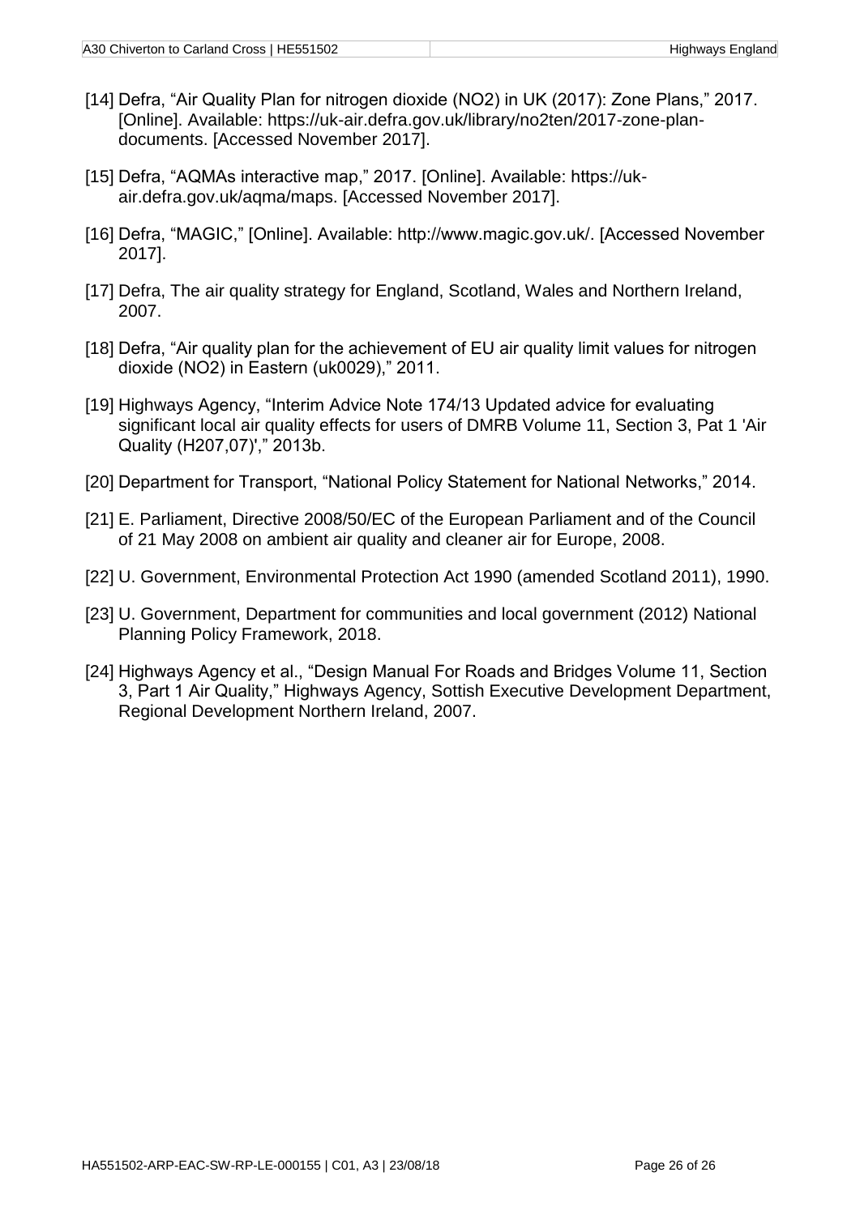[14] Defra, “Air Quality Plan for nitrogen dioxide (NO2) in UK (2017): Zone Plans,” 2017. [Online]. Available: https://uk-air.defra.gov.uk/library/no2ten/2017-zone-plan-documents. [Accessed November 2017].

[15] Defra, “AQMAs interactive map,” 2017. [Online]. Available: https://uk-air.defra.gov.uk/aqma/maps. [Accessed November 2017].

[16] Defra, “MAGIC,” [Online]. Available: http://www.magic.gov.uk/. [Accessed November 2017].

[17] Defra, The air quality strategy for England, Scotland, Wales and Northern Ireland, 2007.

[18] Defra, “Air quality plan for the achievement of EU air quality limit values for nitrogen dioxide (NO2) in Eastern (uk0029),” 2011.

[19] Highways Agency, “Interim Advice Note 174/13 Updated advice for evaluating significant local air quality effects for users of DMRB Volume 11, Section 3, Pat 1 'Air Quality (H207,07)',” 2013b.

[20] Department for Transport, “National Policy Statement for National Networks,” 2014.

[21] E. Parliament, Directive 2008/50/EC of the European Parliament and of the Council of 21 May 2008 on ambient air quality and cleaner air for Europe, 2008.

[22] U. Government, Environmental Protection Act 1990 (amended Scotland 2011), 1990.

[23] U. Government, Department for communities and local government (2012) National Planning Policy Framework, 2018.

[24] Highways Agency et al., “Design Manual For Roads and Bridges Volume 11, Section 3, Part 1 Air Quality,” Highways Agency, Sottish Executive Development Department, Regional Development Northern Ireland, 2007.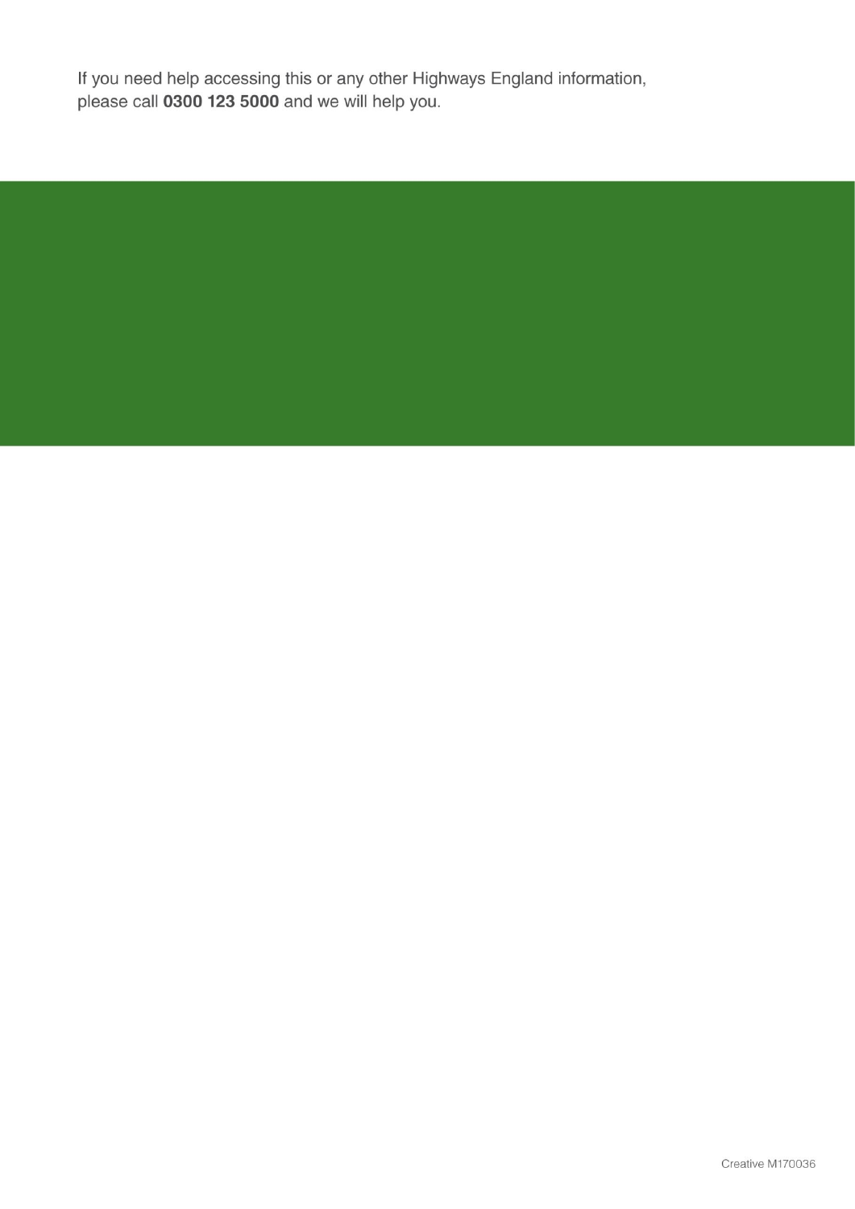If you need help accessing this or any other Highways England information, please call **0300 123 5000** and we will help you.

Creative M170036